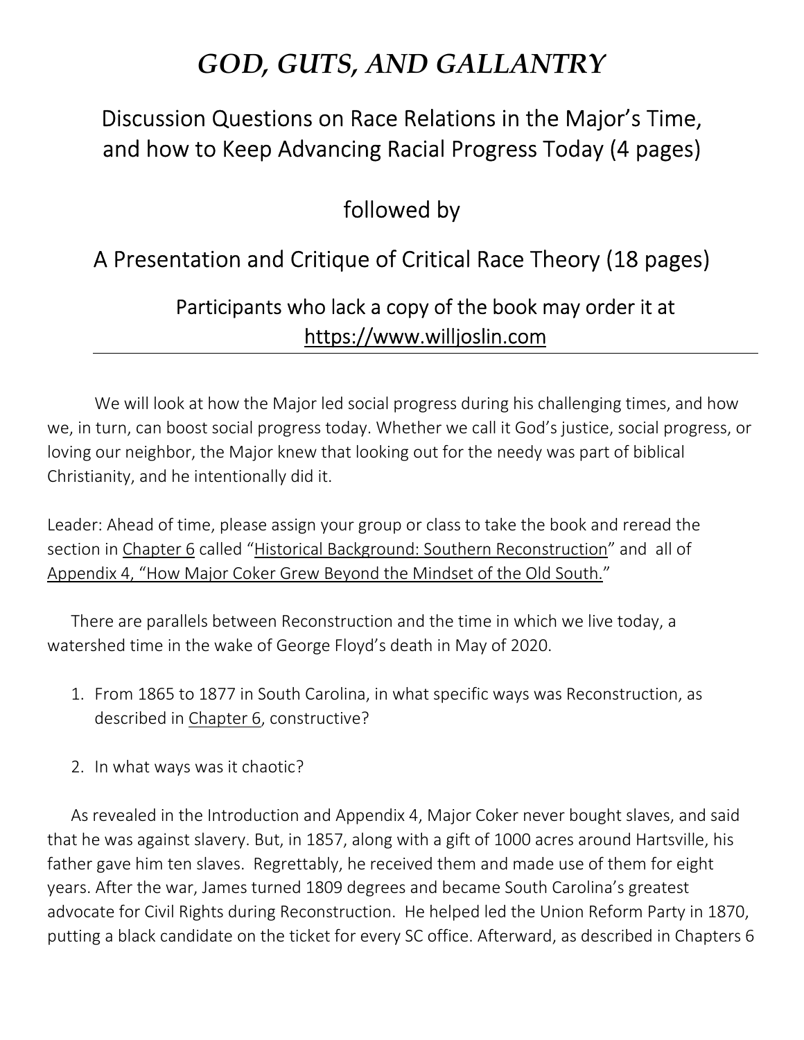# *GOD, GUTS, AND GALLANTRY*

## Discussion Questions on Race Relations in the Major's Time, and how to Keep Advancing Racial Progress Today (4 pages)

## followed by

## A Presentation and Critique of Critical Race Theory (18 pages)

### Participants who lack a copy of the book may order it at https://www.willjoslin.com

---

We will look at how the Major led social progress during his challenging times, and how we, in turn, can boost social progress today. Whether we call it God's justice, social progress, or loving our neighbor, the Major knew that looking out for the needy was part of biblical Christianity, and he intentionally did it.

Leader: Ahead of time, please assign your group or class to take the book and reread the section in Chapter 6 called "Historical Background: Southern Reconstruction" and all of Appendix 4, "How Major Coker Grew Beyond the Mindset of the Old South."

There are parallels between Reconstruction and the time in which we live today, a watershed time in the wake of George Floyd's death in May of 2020.

1. From 1865 to 1877 in South Carolina, in what specific ways was Reconstruction, as described in Chapter 6, constructive?
2. In what ways was it chaotic?

As revealed in the Introduction and Appendix 4, Major Coker never bought slaves, and said that he was against slavery. But, in 1857, along with a gift of 1000 acres around Hartsville, his father gave him ten slaves. Regrettably, he received them and made use of them for eight years. After the war, James turned 1809 degrees and became South Carolina's greatest advocate for Civil Rights during Reconstruction. He helped led the Union Reform Party in 1870, putting a black candidate on the ticket for every SC office. Afterward, as described in Chapters 6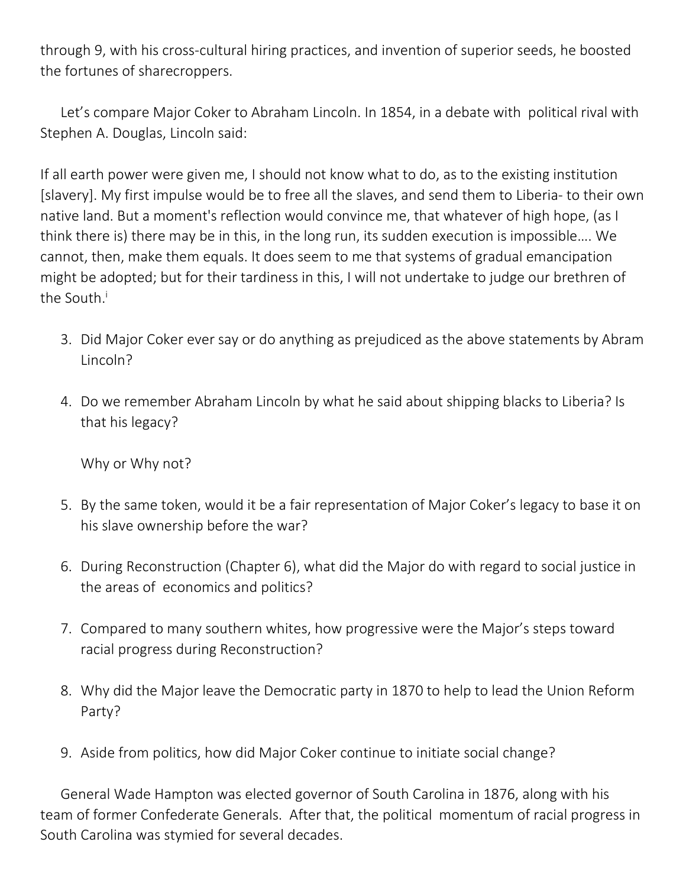through 9, with his cross-cultural hiring practices, and invention of superior seeds, he boosted the fortunes of sharecroppers.

Let's compare Major Coker to Abraham Lincoln. In 1854, in a debate with political rival with Stephen A. Douglas, Lincoln said:

If all earth power were given me, I should not know what to do, as to the existing institution [slavery]. My first impulse would be to free all the slaves, and send them to Liberia- to their own native land. But a moment's reflection would convince me, that whatever of high hope, (as I think there is) there may be in this, in the long run, its sudden execution is impossible…. We cannot, then, make them equals. It does seem to me that systems of gradual emancipation might be adopted; but for their tardiness in this, I will not undertake to judge our brethren of the South.[i]

3. Did Major Coker ever say or do anything as prejudiced as the above statements by Abram Lincoln?

4. Do we remember Abraham Lincoln by what he said about shipping blacks to Liberia? Is that his legacy?

   Why or Why not?

5. By the same token, would it be a fair representation of Major Coker's legacy to base it on his slave ownership before the war?

6. During Reconstruction (Chapter 6), what did the Major do with regard to social justice in the areas of economics and politics?

7. Compared to many southern whites, how progressive were the Major's steps toward racial progress during Reconstruction?

8. Why did the Major leave the Democratic party in 1870 to help to lead the Union Reform Party?

9. Aside from politics, how did Major Coker continue to initiate social change?

General Wade Hampton was elected governor of South Carolina in 1876, along with his team of former Confederate Generals. After that, the political momentum of racial progress in South Carolina was stymied for several decades.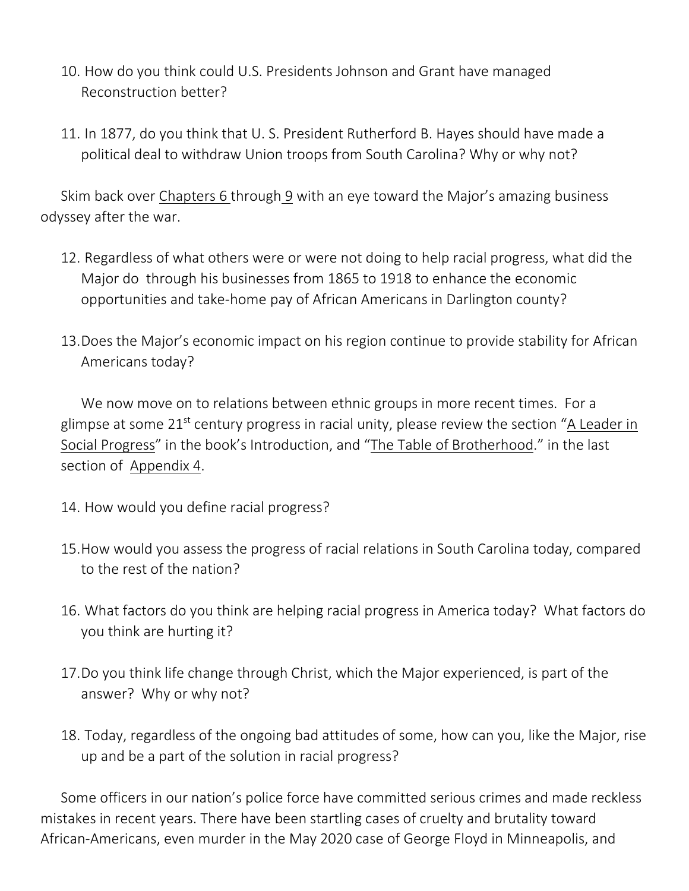10. How do you think could U.S. Presidents Johnson and Grant have managed Reconstruction better?

11. In 1877, do you think that U. S. President Rutherford B. Hayes should have made a political deal to withdraw Union troops from South Carolina? Why or why not?

Skim back over Chapters 6 through 9 with an eye toward the Major's amazing business odyssey after the war.

12. Regardless of what others were or were not doing to help racial progress, what did the Major do through his businesses from 1865 to 1918 to enhance the economic opportunities and take-home pay of African Americans in Darlington county?

13. Does the Major's economic impact on his region continue to provide stability for African Americans today?

We now move on to relations between ethnic groups in more recent times. For a glimpse at some 21st century progress in racial unity, please review the section "A Leader in Social Progress" in the book's Introduction, and "The Table of Brotherhood." in the last section of Appendix 4.

14. How would you define racial progress?

15. How would you assess the progress of racial relations in South Carolina today, compared to the rest of the nation?

16. What factors do you think are helping racial progress in America today? What factors do you think are hurting it?

17. Do you think life change through Christ, which the Major experienced, is part of the answer? Why or why not?

18. Today, regardless of the ongoing bad attitudes of some, how can you, like the Major, rise up and be a part of the solution in racial progress?

Some officers in our nation's police force have committed serious crimes and made reckless mistakes in recent years. There have been startling cases of cruelty and brutality toward African-Americans, even murder in the May 2020 case of George Floyd in Minneapolis, and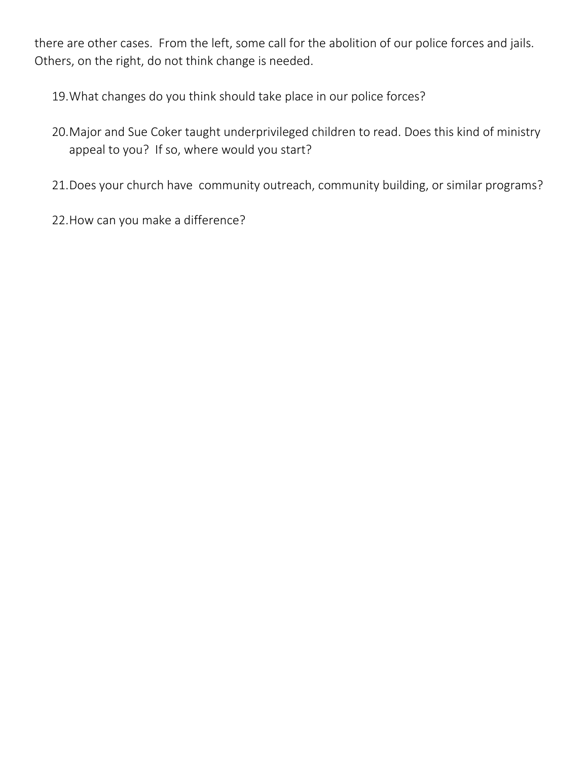there are other cases. From the left, some call for the abolition of our police forces and jails. Others, on the right, do not think change is needed.

19. What changes do you think should take place in our police forces?

20. Major and Sue Coker taught underprivileged children to read. Does this kind of ministry appeal to you? If so, where would you start?

21. Does your church have community outreach, community building, or similar programs?

22. How can you make a difference?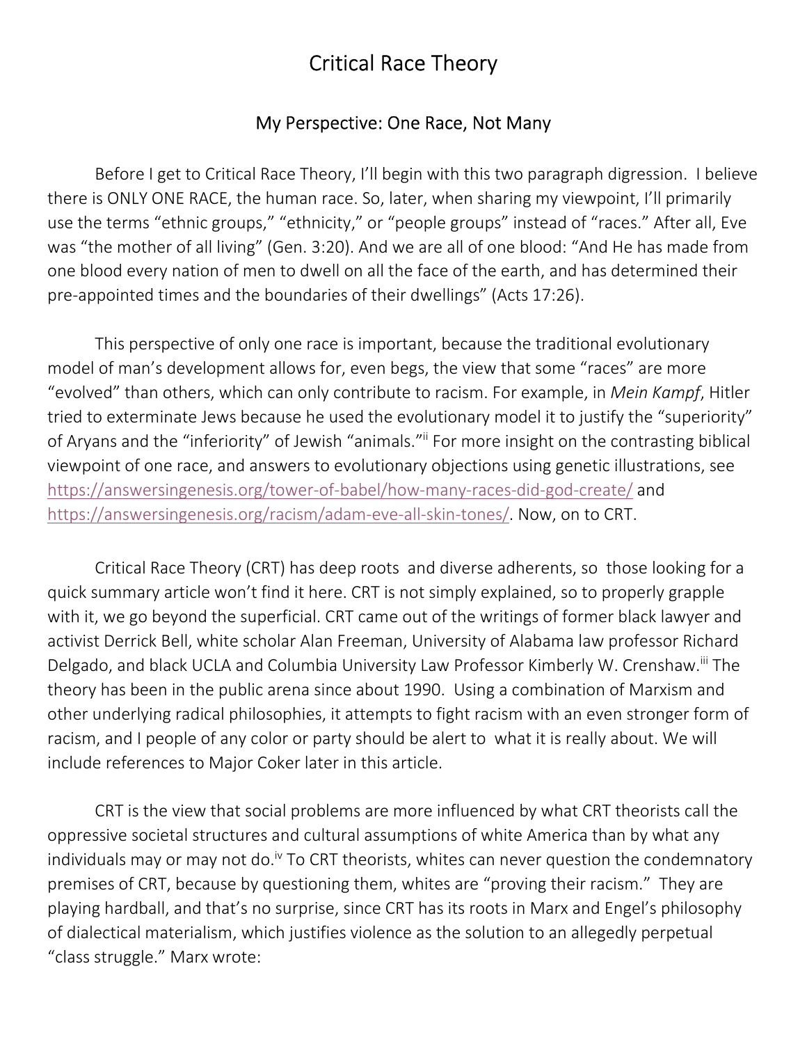# Critical Race Theory

## My Perspective: One Race, Not Many

Before I get to Critical Race Theory, I'll begin with this two paragraph digression. I believe there is ONLY ONE RACE, the human race. So, later, when sharing my viewpoint, I'll primarily use the terms "ethnic groups," "ethnicity," or "people groups" instead of "races." After all, Eve was "the mother of all living" (Gen. 3:20). And we are all of one blood: "And He has made from one blood every nation of men to dwell on all the face of the earth, and has determined their pre-appointed times and the boundaries of their dwellings" (Acts 17:26).

This perspective of only one race is important, because the traditional evolutionary model of man's development allows for, even begs, the view that some "races" are more "evolved" than others, which can only contribute to racism. For example, in *Mein Kampf*, Hitler tried to exterminate Jews because he used the evolutionary model it to justify the "superiority" of Aryans and the "inferiority" of Jewish "animals."[ii] For more insight on the contrasting biblical viewpoint of one race, and answers to evolutionary objections using genetic illustrations, see https://answersingenesis.org/tower-of-babel/how-many-races-did-god-create/ and https://answersingenesis.org/racism/adam-eve-all-skin-tones/. Now, on to CRT.

Critical Race Theory (CRT) has deep roots and diverse adherents, so those looking for a quick summary article won't find it here. CRT is not simply explained, so to properly grapple with it, we go beyond the superficial. CRT came out of the writings of former black lawyer and activist Derrick Bell, white scholar Alan Freeman, University of Alabama law professor Richard Delgado, and black UCLA and Columbia University Law Professor Kimberly W. Crenshaw.[iii] The theory has been in the public arena since about 1990. Using a combination of Marxism and other underlying radical philosophies, it attempts to fight racism with an even stronger form of racism, and I people of any color or party should be alert to what it is really about. We will include references to Major Coker later in this article.

CRT is the view that social problems are more influenced by what CRT theorists call the oppressive societal structures and cultural assumptions of white America than by what any individuals may or may not do.[iv] To CRT theorists, whites can never question the condemnatory premises of CRT, because by questioning them, whites are "proving their racism." They are playing hardball, and that's no surprise, since CRT has its roots in Marx and Engel's philosophy of dialectical materialism, which justifies violence as the solution to an allegedly perpetual "class struggle." Marx wrote: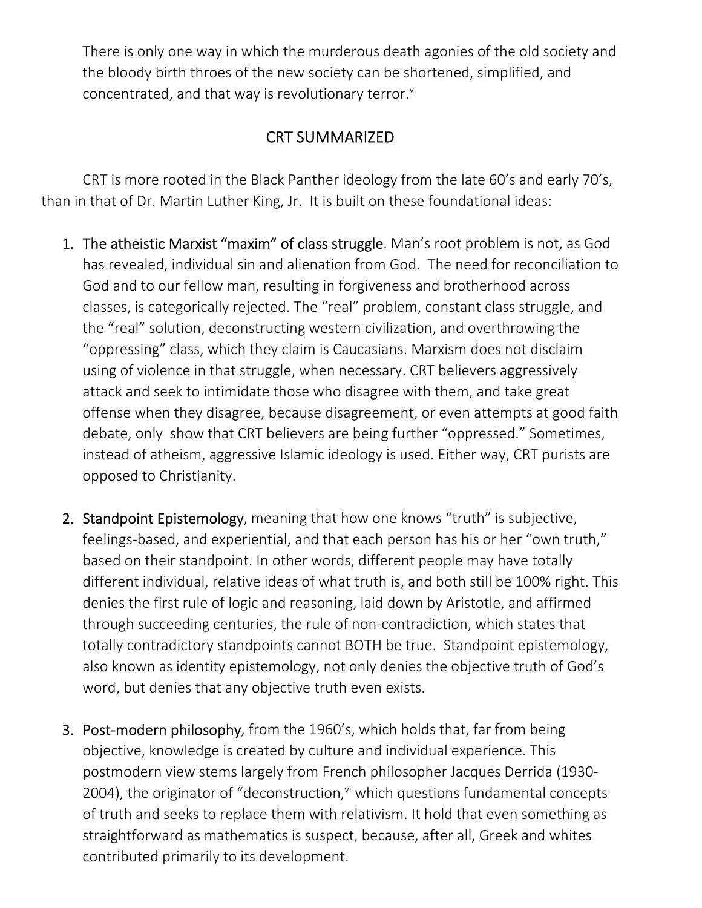There is only one way in which the murderous death agonies of the old society and the bloody birth throes of the new society can be shortened, simplified, and concentrated, and that way is revolutionary terror.[v]

## CRT SUMMARIZED

CRT is more rooted in the Black Panther ideology from the late 60's and early 70's, than in that of Dr. Martin Luther King, Jr. It is built on these foundational ideas:

1. The atheistic Marxist "maxim" of class struggle. Man's root problem is not, as God has revealed, individual sin and alienation from God. The need for reconciliation to God and to our fellow man, resulting in forgiveness and brotherhood across classes, is categorically rejected. The "real" problem, constant class struggle, and the "real" solution, deconstructing western civilization, and overthrowing the "oppressing" class, which they claim is Caucasians. Marxism does not disclaim using of violence in that struggle, when necessary. CRT believers aggressively attack and seek to intimidate those who disagree with them, and take great offense when they disagree, because disagreement, or even attempts at good faith debate, only show that CRT believers are being further "oppressed." Sometimes, instead of atheism, aggressive Islamic ideology is used. Either way, CRT purists are opposed to Christianity.

2. Standpoint Epistemology, meaning that how one knows "truth" is subjective, feelings-based, and experiential, and that each person has his or her "own truth," based on their standpoint. In other words, different people may have totally different individual, relative ideas of what truth is, and both still be 100% right. This denies the first rule of logic and reasoning, laid down by Aristotle, and affirmed through succeeding centuries, the rule of non-contradiction, which states that totally contradictory standpoints cannot BOTH be true. Standpoint epistemology, also known as identity epistemology, not only denies the objective truth of God's word, but denies that any objective truth even exists.

3. Post-modern philosophy, from the 1960's, which holds that, far from being objective, knowledge is created by culture and individual experience. This postmodern view stems largely from French philosopher Jacques Derrida (1930-2004), the originator of "deconstruction,[vi] which questions fundamental concepts of truth and seeks to replace them with relativism. It hold that even something as straightforward as mathematics is suspect, because, after all, Greek and whites contributed primarily to its development.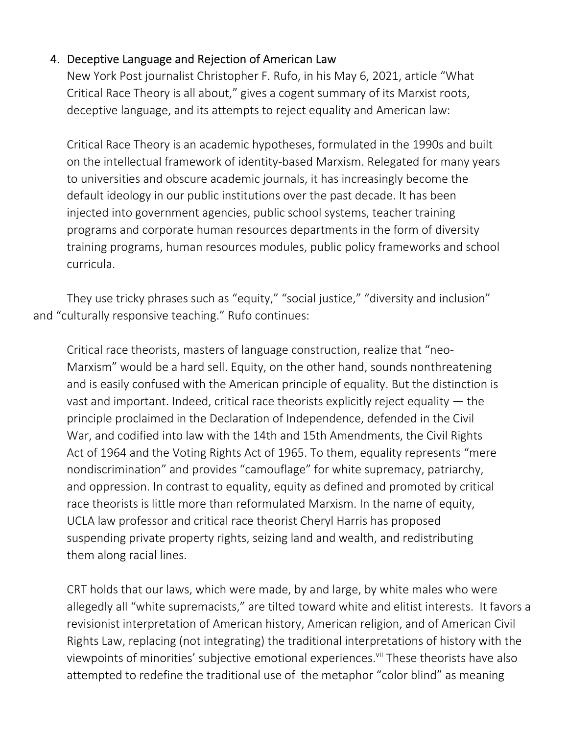4. Deceptive Language and Rejection of American Law

New York Post journalist Christopher F. Rufo, in his May 6, 2021, article "What Critical Race Theory is all about," gives a cogent summary of its Marxist roots, deceptive language, and its attempts to reject equality and American law:

> Critical Race Theory is an academic hypotheses, formulated in the 1990s and built on the intellectual framework of identity-based Marxism. Relegated for many years to universities and obscure academic journals, it has increasingly become the default ideology in our public institutions over the past decade. It has been injected into government agencies, public school systems, teacher training programs and corporate human resources departments in the form of diversity training programs, human resources modules, public policy frameworks and school curricula.

They use tricky phrases such as "equity," "social justice," "diversity and inclusion" and "culturally responsive teaching." Rufo continues:

> Critical race theorists, masters of language construction, realize that "neo-Marxism" would be a hard sell. Equity, on the other hand, sounds nonthreatening and is easily confused with the American principle of equality. But the distinction is vast and important. Indeed, critical race theorists explicitly reject equality — the principle proclaimed in the Declaration of Independence, defended in the Civil War, and codified into law with the 14th and 15th Amendments, the Civil Rights Act of 1964 and the Voting Rights Act of 1965. To them, equality represents "mere nondiscrimination" and provides "camouflage" for white supremacy, patriarchy, and oppression. In contrast to equality, equity as defined and promoted by critical race theorists is little more than reformulated Marxism. In the name of equity, UCLA law professor and critical race theorist Cheryl Harris has proposed suspending private property rights, seizing land and wealth, and redistributing them along racial lines.

CRT holds that our laws, which were made, by and large, by white males who were allegedly all "white supremacists," are tilted toward white and elitist interests. It favors a revisionist interpretation of American history, American religion, and of American Civil Rights Law, replacing (not integrating) the traditional interpretations of history with the viewpoints of minorities' subjective emotional experiences.[vii] These theorists have also attempted to redefine the traditional use of the metaphor "color blind" as meaning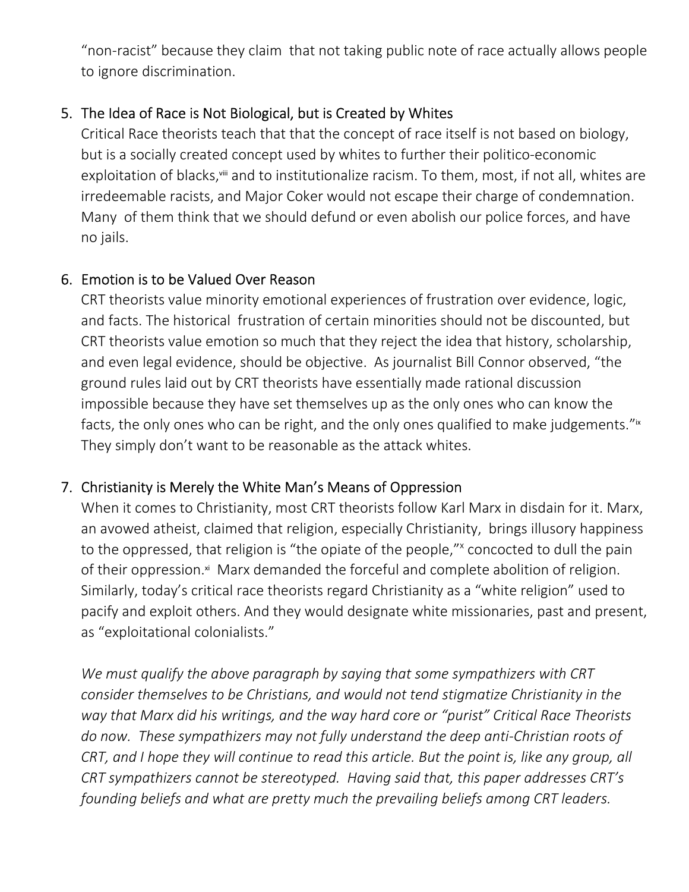"non-racist" because they claim that not taking public note of race actually allows people to ignore discrimination.

5. The Idea of Race is Not Biological, but is Created by Whites

   Critical Race theorists teach that that the concept of race itself is not based on biology, but is a socially created concept used by whites to further their politico-economic exploitation of blacks,[viii] and to institutionalize racism. To them, most, if not all, whites are irredeemable racists, and Major Coker would not escape their charge of condemnation. Many of them think that we should defund or even abolish our police forces, and have no jails.

6. Emotion is to be Valued Over Reason

   CRT theorists value minority emotional experiences of frustration over evidence, logic, and facts. The historical frustration of certain minorities should not be discounted, but CRT theorists value emotion so much that they reject the idea that history, scholarship, and even legal evidence, should be objective. As journalist Bill Connor observed, "the ground rules laid out by CRT theorists have essentially made rational discussion impossible because they have set themselves up as the only ones who can know the facts, the only ones who can be right, and the only ones qualified to make judgements."[ix] They simply don't want to be reasonable as the attack whites.

7. Christianity is Merely the White Man's Means of Oppression

   When it comes to Christianity, most CRT theorists follow Karl Marx in disdain for it. Marx, an avowed atheist, claimed that religion, especially Christianity, brings illusory happiness to the oppressed, that religion is "the opiate of the people,"[x] concocted to dull the pain of their oppression.[xi] Marx demanded the forceful and complete abolition of religion. Similarly, today's critical race theorists regard Christianity as a "white religion" used to pacify and exploit others. And they would designate white missionaries, past and present, as "exploitational colonialists."

   *We must qualify the above paragraph by saying that some sympathizers with CRT consider themselves to be Christians, and would not tend stigmatize Christianity in the way that Marx did his writings, and the way hard core or "purist" Critical Race Theorists do now. These sympathizers may not fully understand the deep anti-Christian roots of CRT, and I hope they will continue to read this article. But the point is, like any group, all CRT sympathizers cannot be stereotyped. Having said that, this paper addresses CRT's founding beliefs and what are pretty much the prevailing beliefs among CRT leaders.*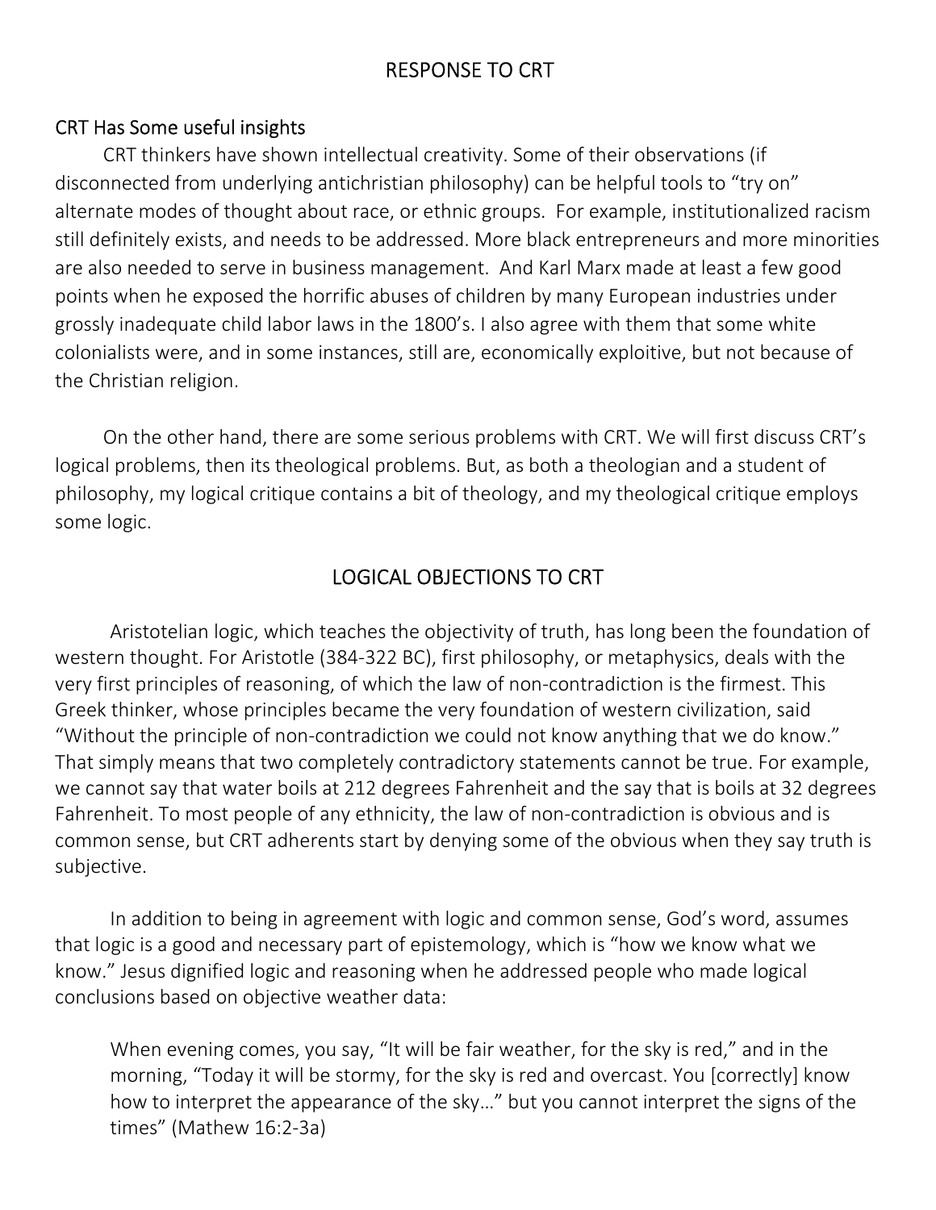## RESPONSE TO CRT

### CRT Has Some useful insights

CRT thinkers have shown intellectual creativity. Some of their observations (if disconnected from underlying antichristian philosophy) can be helpful tools to "try on" alternate modes of thought about race, or ethnic groups. For example, institutionalized racism still definitely exists, and needs to be addressed. More black entrepreneurs and more minorities are also needed to serve in business management. And Karl Marx made at least a few good points when he exposed the horrific abuses of children by many European industries under grossly inadequate child labor laws in the 1800's. I also agree with them that some white colonialists were, and in some instances, still are, economically exploitive, but not because of the Christian religion.

On the other hand, there are some serious problems with CRT. We will first discuss CRT's logical problems, then its theological problems. But, as both a theologian and a student of philosophy, my logical critique contains a bit of theology, and my theological critique employs some logic.

## LOGICAL OBJECTIONS TO CRT

Aristotelian logic, which teaches the objectivity of truth, has long been the foundation of western thought. For Aristotle (384-322 BC), first philosophy, or metaphysics, deals with the very first principles of reasoning, of which the law of non-contradiction is the firmest. This Greek thinker, whose principles became the very foundation of western civilization, said "Without the principle of non-contradiction we could not know anything that we do know." That simply means that two completely contradictory statements cannot be true. For example, we cannot say that water boils at 212 degrees Fahrenheit and the say that is boils at 32 degrees Fahrenheit. To most people of any ethnicity, the law of non-contradiction is obvious and is common sense, but CRT adherents start by denying some of the obvious when they say truth is subjective.

In addition to being in agreement with logic and common sense, God's word, assumes that logic is a good and necessary part of epistemology, which is "how we know what we know." Jesus dignified logic and reasoning when he addressed people who made logical conclusions based on objective weather data:

> When evening comes, you say, "It will be fair weather, for the sky is red," and in the morning, "Today it will be stormy, for the sky is red and overcast. You [correctly] know how to interpret the appearance of the sky…" but you cannot interpret the signs of the times" (Mathew 16:2-3a)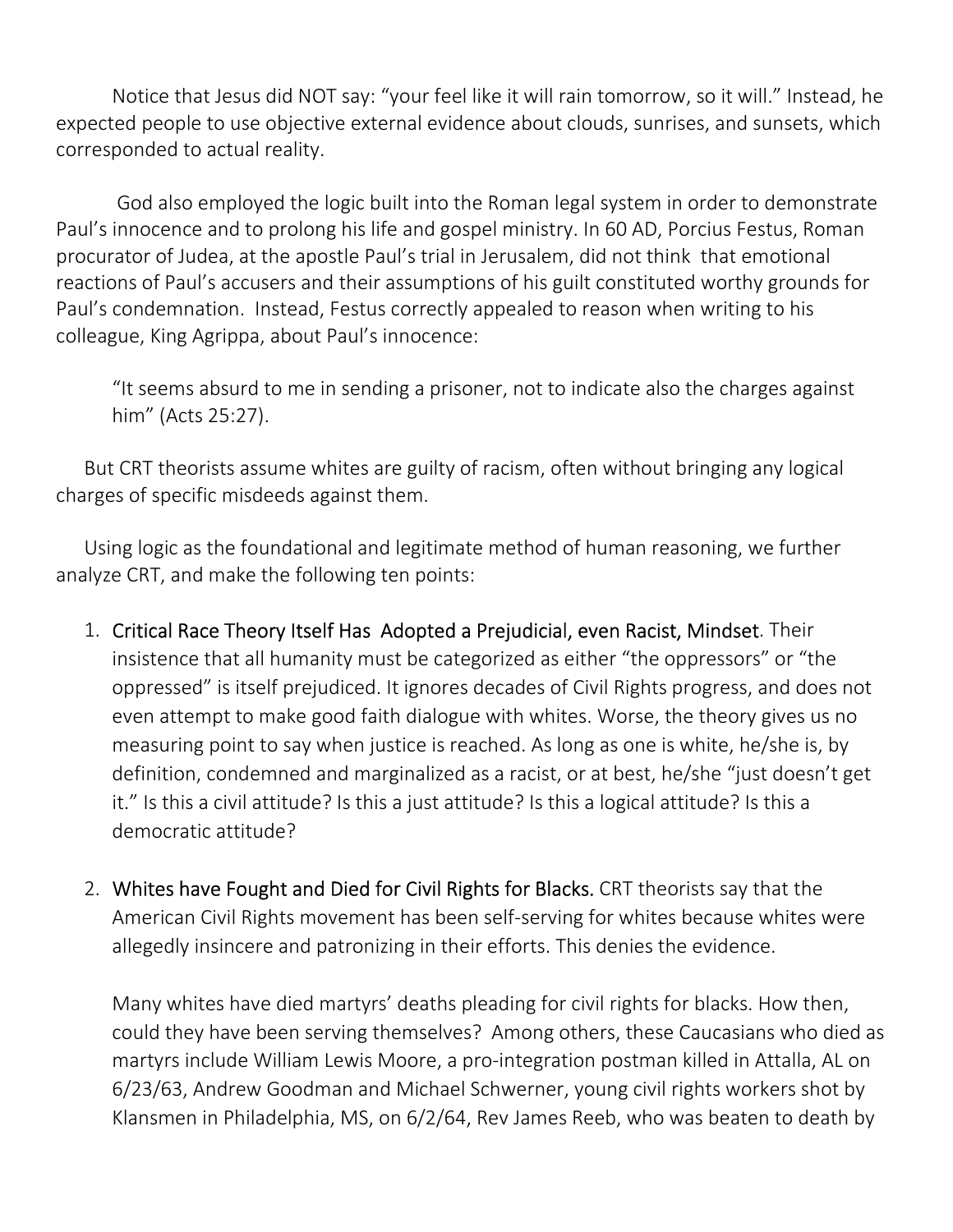Notice that Jesus did NOT say: "your feel like it will rain tomorrow, so it will." Instead, he expected people to use objective external evidence about clouds, sunrises, and sunsets, which corresponded to actual reality.

God also employed the logic built into the Roman legal system in order to demonstrate Paul's innocence and to prolong his life and gospel ministry. In 60 AD, Porcius Festus, Roman procurator of Judea, at the apostle Paul's trial in Jerusalem, did not think that emotional reactions of Paul's accusers and their assumptions of his guilt constituted worthy grounds for Paul's condemnation. Instead, Festus correctly appealed to reason when writing to his colleague, King Agrippa, about Paul's innocence:

> "It seems absurd to me in sending a prisoner, not to indicate also the charges against him" (Acts 25:27).

But CRT theorists assume whites are guilty of racism, often without bringing any logical charges of specific misdeeds against them.

Using logic as the foundational and legitimate method of human reasoning, we further analyze CRT, and make the following ten points:

1. **Critical Race Theory Itself Has Adopted a Prejudicial, even Racist, Mindset**. Their insistence that all humanity must be categorized as either "the oppressors" or "the oppressed" is itself prejudiced. It ignores decades of Civil Rights progress, and does not even attempt to make good faith dialogue with whites. Worse, the theory gives us no measuring point to say when justice is reached. As long as one is white, he/she is, by definition, condemned and marginalized as a racist, or at best, he/she "just doesn't get it." Is this a civil attitude? Is this a just attitude? Is this a logical attitude? Is this a democratic attitude?

2. **Whites have Fought and Died for Civil Rights for Blacks.** CRT theorists say that the American Civil Rights movement has been self-serving for whites because whites were allegedly insincere and patronizing in their efforts. This denies the evidence.

   Many whites have died martyrs' deaths pleading for civil rights for blacks. How then, could they have been serving themselves? Among others, these Caucasians who died as martyrs include William Lewis Moore, a pro-integration postman killed in Attalla, AL on 6/23/63, Andrew Goodman and Michael Schwerner, young civil rights workers shot by Klansmen in Philadelphia, MS, on 6/2/64, Rev James Reeb, who was beaten to death by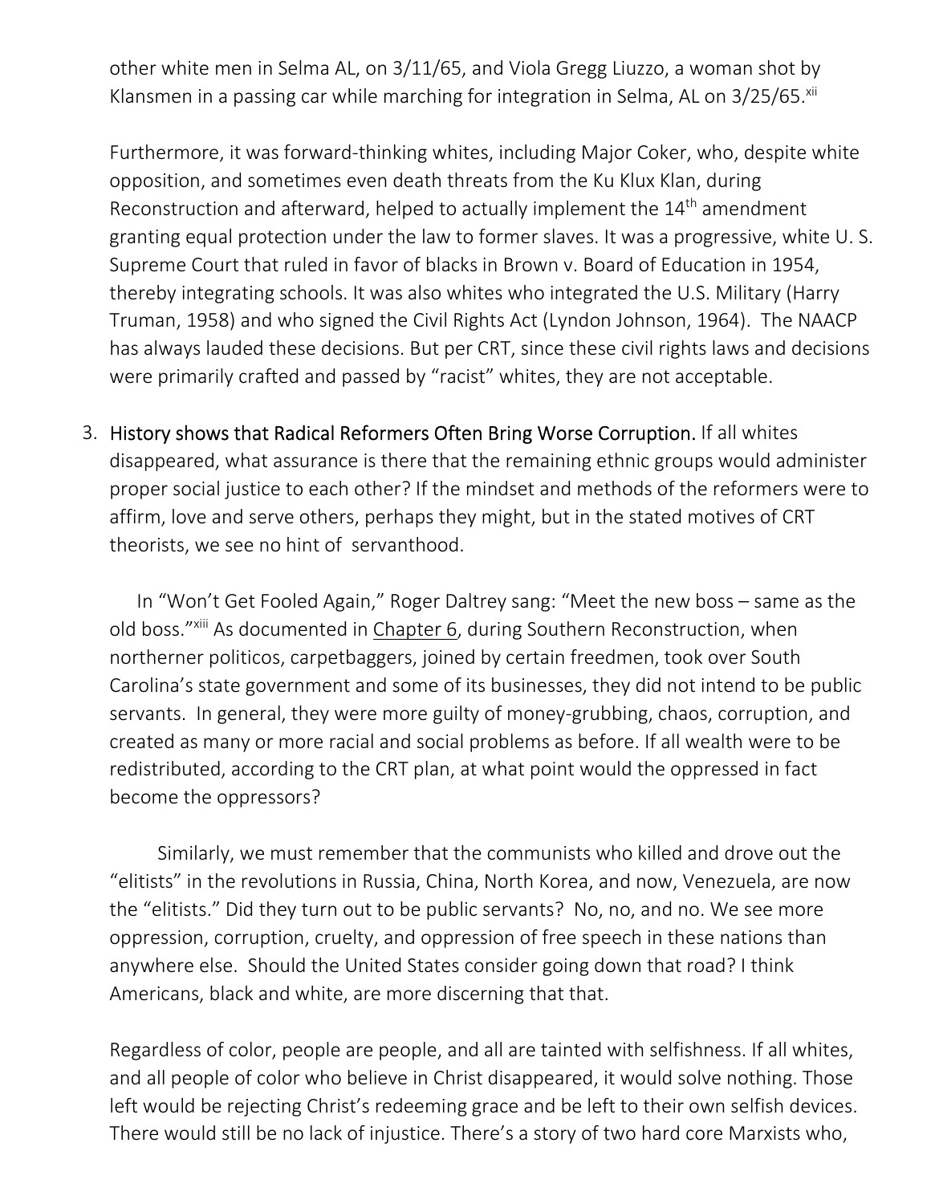other white men in Selma AL, on 3/11/65, and Viola Gregg Liuzzo, a woman shot by Klansmen in a passing car while marching for integration in Selma, AL on 3/25/65.[xii]

Furthermore, it was forward-thinking whites, including Major Coker, who, despite white opposition, and sometimes even death threats from the Ku Klux Klan, during Reconstruction and afterward, helped to actually implement the 14th amendment granting equal protection under the law to former slaves. It was a progressive, white U. S. Supreme Court that ruled in favor of blacks in Brown v. Board of Education in 1954, thereby integrating schools. It was also whites who integrated the U.S. Military (Harry Truman, 1958) and who signed the Civil Rights Act (Lyndon Johnson, 1964). The NAACP has always lauded these decisions. But per CRT, since these civil rights laws and decisions were primarily crafted and passed by "racist" whites, they are not acceptable.

3. History shows that Radical Reformers Often Bring Worse Corruption. If all whites disappeared, what assurance is there that the remaining ethnic groups would administer proper social justice to each other? If the mindset and methods of the reformers were to affirm, love and serve others, perhaps they might, but in the stated motives of CRT theorists, we see no hint of servanthood.

   In "Won't Get Fooled Again," Roger Daltrey sang: "Meet the new boss – same as the old boss."[xiii] As documented in Chapter 6, during Southern Reconstruction, when northerner politicos, carpetbaggers, joined by certain freedmen, took over South Carolina's state government and some of its businesses, they did not intend to be public servants. In general, they were more guilty of money-grubbing, chaos, corruption, and created as many or more racial and social problems as before. If all wealth were to be redistributed, according to the CRT plan, at what point would the oppressed in fact become the oppressors?

   Similarly, we must remember that the communists who killed and drove out the "elitists" in the revolutions in Russia, China, North Korea, and now, Venezuela, are now the "elitists." Did they turn out to be public servants? No, no, and no. We see more oppression, corruption, cruelty, and oppression of free speech in these nations than anywhere else. Should the United States consider going down that road? I think Americans, black and white, are more discerning that that.

   Regardless of color, people are people, and all are tainted with selfishness. If all whites, and all people of color who believe in Christ disappeared, it would solve nothing. Those left would be rejecting Christ's redeeming grace and be left to their own selfish devices. There would still be no lack of injustice. There's a story of two hard core Marxists who,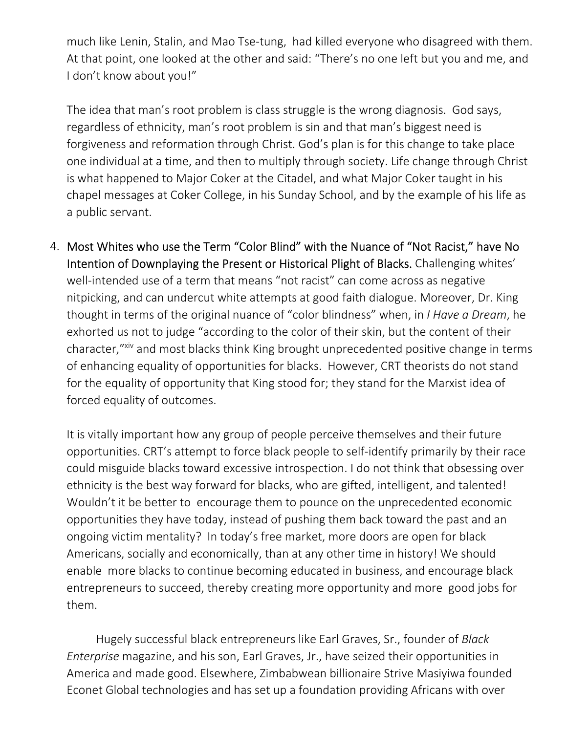much like Lenin, Stalin, and Mao Tse-tung, had killed everyone who disagreed with them. At that point, one looked at the other and said: "There's no one left but you and me, and I don't know about you!"

The idea that man's root problem is class struggle is the wrong diagnosis. God says, regardless of ethnicity, man's root problem is sin and that man's biggest need is forgiveness and reformation through Christ. God's plan is for this change to take place one individual at a time, and then to multiply through society. Life change through Christ is what happened to Major Coker at the Citadel, and what Major Coker taught in his chapel messages at Coker College, in his Sunday School, and by the example of his life as a public servant.

4. **Most Whites who use the Term "Color Blind" with the Nuance of "Not Racist," have No Intention of Downplaying the Present or Historical Plight of Blacks.** Challenging whites' well-intended use of a term that means "not racist" can come across as negative nitpicking, and can undercut white attempts at good faith dialogue. Moreover, Dr. King thought in terms of the original nuance of "color blindness" when, in *I Have a Dream*, he exhorted us not to judge "according to the color of their skin, but the content of their character,"[xiv] and most blacks think King brought unprecedented positive change in terms of enhancing equality of opportunities for blacks. However, CRT theorists do not stand for the equality of opportunity that King stood for; they stand for the Marxist idea of forced equality of outcomes.

   It is vitally important how any group of people perceive themselves and their future opportunities. CRT's attempt to force black people to self-identify primarily by their race could misguide blacks toward excessive introspection. I do not think that obsessing over ethnicity is the best way forward for blacks, who are gifted, intelligent, and talented! Wouldn't it be better to encourage them to pounce on the unprecedented economic opportunities they have today, instead of pushing them back toward the past and an ongoing victim mentality? In today's free market, more doors are open for black Americans, socially and economically, than at any other time in history! We should enable more blacks to continue becoming educated in business, and encourage black entrepreneurs to succeed, thereby creating more opportunity and more good jobs for them.

   Hugely successful black entrepreneurs like Earl Graves, Sr., founder of *Black Enterprise* magazine, and his son, Earl Graves, Jr., have seized their opportunities in America and made good. Elsewhere, Zimbabwean billionaire Strive Masiyiwa founded Econet Global technologies and has set up a foundation providing Africans with over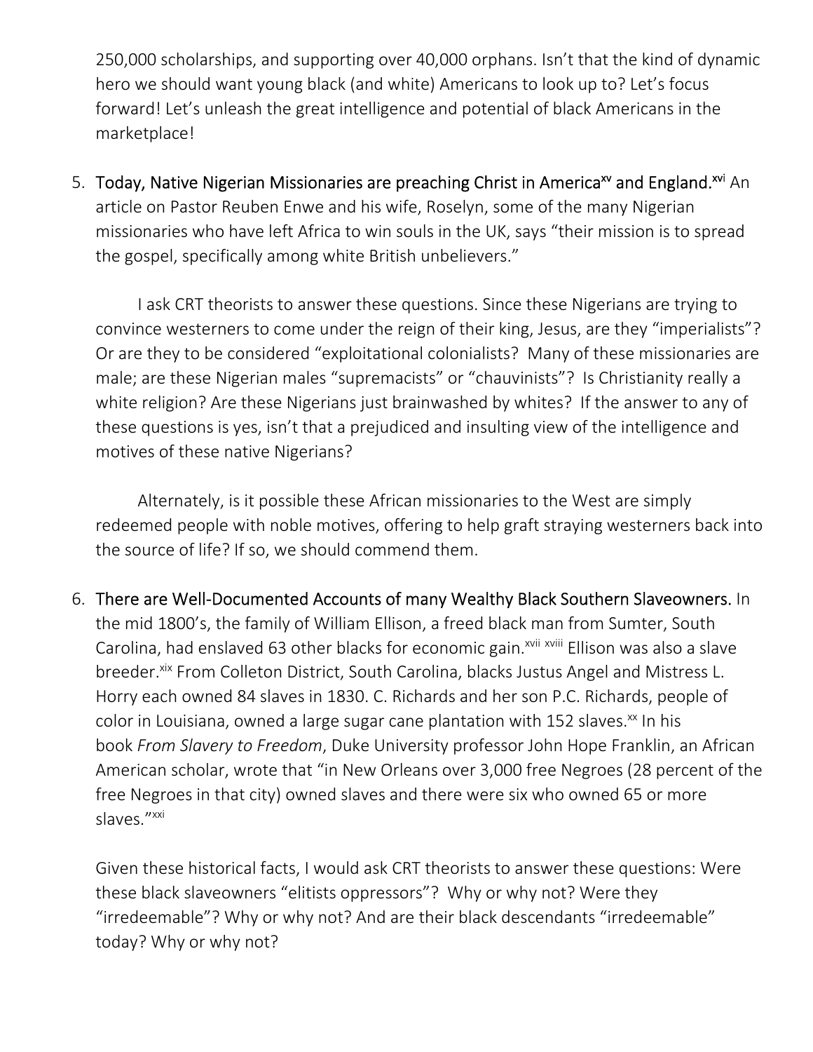250,000 scholarships, and supporting over 40,000 orphans. Isn't that the kind of dynamic hero we should want young black (and white) Americans to look up to? Let's focus forward! Let's unleash the great intelligence and potential of black Americans in the marketplace!

5. **Today, Native Nigerian Missionaries are preaching Christ in America[xv] and England.[xvi]** An article on Pastor Reuben Enwe and his wife, Roselyn, some of the many Nigerian missionaries who have left Africa to win souls in the UK, says "their mission is to spread the gospel, specifically among white British unbelievers."

   I ask CRT theorists to answer these questions. Since these Nigerians are trying to convince westerners to come under the reign of their king, Jesus, are they "imperialists"? Or are they to be considered "exploitational colonialists? Many of these missionaries are male; are these Nigerian males "supremacists" or "chauvinists"? Is Christianity really a white religion? Are these Nigerians just brainwashed by whites? If the answer to any of these questions is yes, isn't that a prejudiced and insulting view of the intelligence and motives of these native Nigerians?

   Alternately, is it possible these African missionaries to the West are simply redeemed people with noble motives, offering to help graft straying westerners back into the source of life? If so, we should commend them.

6. **There are Well-Documented Accounts of many Wealthy Black Southern Slaveowners.** In the mid 1800's, the family of William Ellison, a freed black man from Sumter, South Carolina, had enslaved 63 other blacks for economic gain.[xvii] [xviii] Ellison was also a slave breeder.[xix] From Colleton District, South Carolina, blacks Justus Angel and Mistress L. Horry each owned 84 slaves in 1830. C. Richards and her son P.C. Richards, people of color in Louisiana, owned a large sugar cane plantation with 152 slaves.[xx] In his book *From Slavery to Freedom*, Duke University professor John Hope Franklin, an African American scholar, wrote that "in New Orleans over 3,000 free Negroes (28 percent of the free Negroes in that city) owned slaves and there were six who owned 65 or more slaves."[xxi]

   Given these historical facts, I would ask CRT theorists to answer these questions: Were these black slaveowners "elitists oppressors"? Why or why not? Were they "irredeemable"? Why or why not? And are their black descendants "irredeemable" today? Why or why not?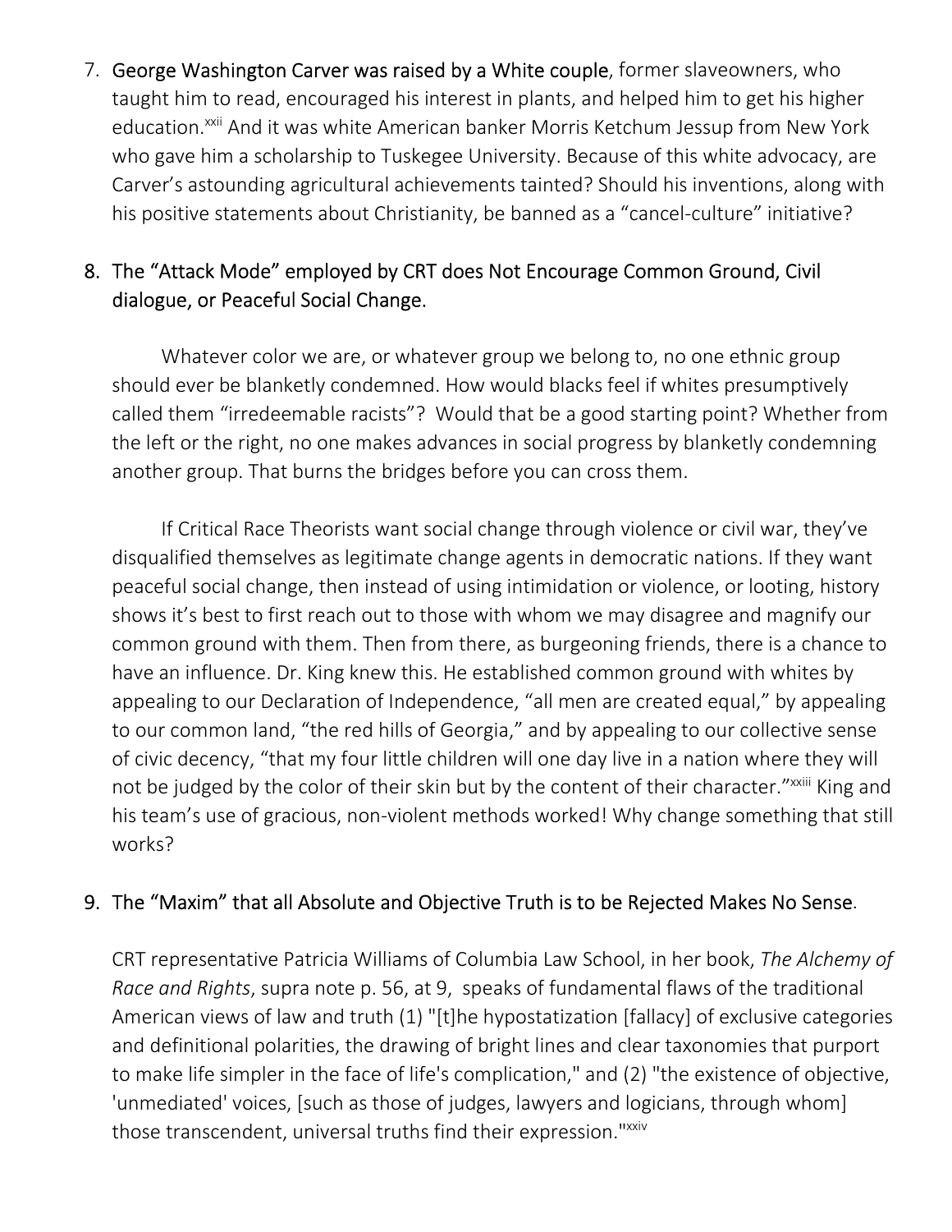7. **George Washington Carver was raised by a White couple**, former slaveowners, who taught him to read, encouraged his interest in plants, and helped him to get his higher education.[xxii] And it was white American banker Morris Ketchum Jessup from New York who gave him a scholarship to Tuskegee University. Because of this white advocacy, are Carver's astounding agricultural achievements tainted? Should his inventions, along with his positive statements about Christianity, be banned as a "cancel-culture" initiative?

8. **The "Attack Mode" employed by CRT does Not Encourage Common Ground, Civil dialogue, or Peaceful Social Change.**

   Whatever color we are, or whatever group we belong to, no one ethnic group should ever be blanketly condemned. How would blacks feel if whites presumptively called them "irredeemable racists"? Would that be a good starting point? Whether from the left or the right, no one makes advances in social progress by blanketly condemning another group. That burns the bridges before you can cross them.

   If Critical Race Theorists want social change through violence or civil war, they've disqualified themselves as legitimate change agents in democratic nations. If they want peaceful social change, then instead of using intimidation or violence, or looting, history shows it's best to first reach out to those with whom we may disagree and magnify our common ground with them. Then from there, as burgeoning friends, there is a chance to have an influence. Dr. King knew this. He established common ground with whites by appealing to our Declaration of Independence, "all men are created equal," by appealing to our common land, "the red hills of Georgia," and by appealing to our collective sense of civic decency, "that my four little children will one day live in a nation where they will not be judged by the color of their skin but by the content of their character."[xxiii] King and his team's use of gracious, non-violent methods worked! Why change something that still works?

9. **The "Maxim" that all Absolute and Objective Truth is to be Rejected Makes No Sense.**

   CRT representative Patricia Williams of Columbia Law School, in her book, *The Alchemy of Race and Rights*, supra note p. 56, at 9, speaks of fundamental flaws of the traditional American views of law and truth (1) "[t]he hypostatization [fallacy] of exclusive categories and definitional polarities, the drawing of bright lines and clear taxonomies that purport to make life simpler in the face of life's complication," and (2) "the existence of objective, 'unmediated' voices, [such as those of judges, lawyers and logicians, through whom] those transcendent, universal truths find their expression."[xxiv]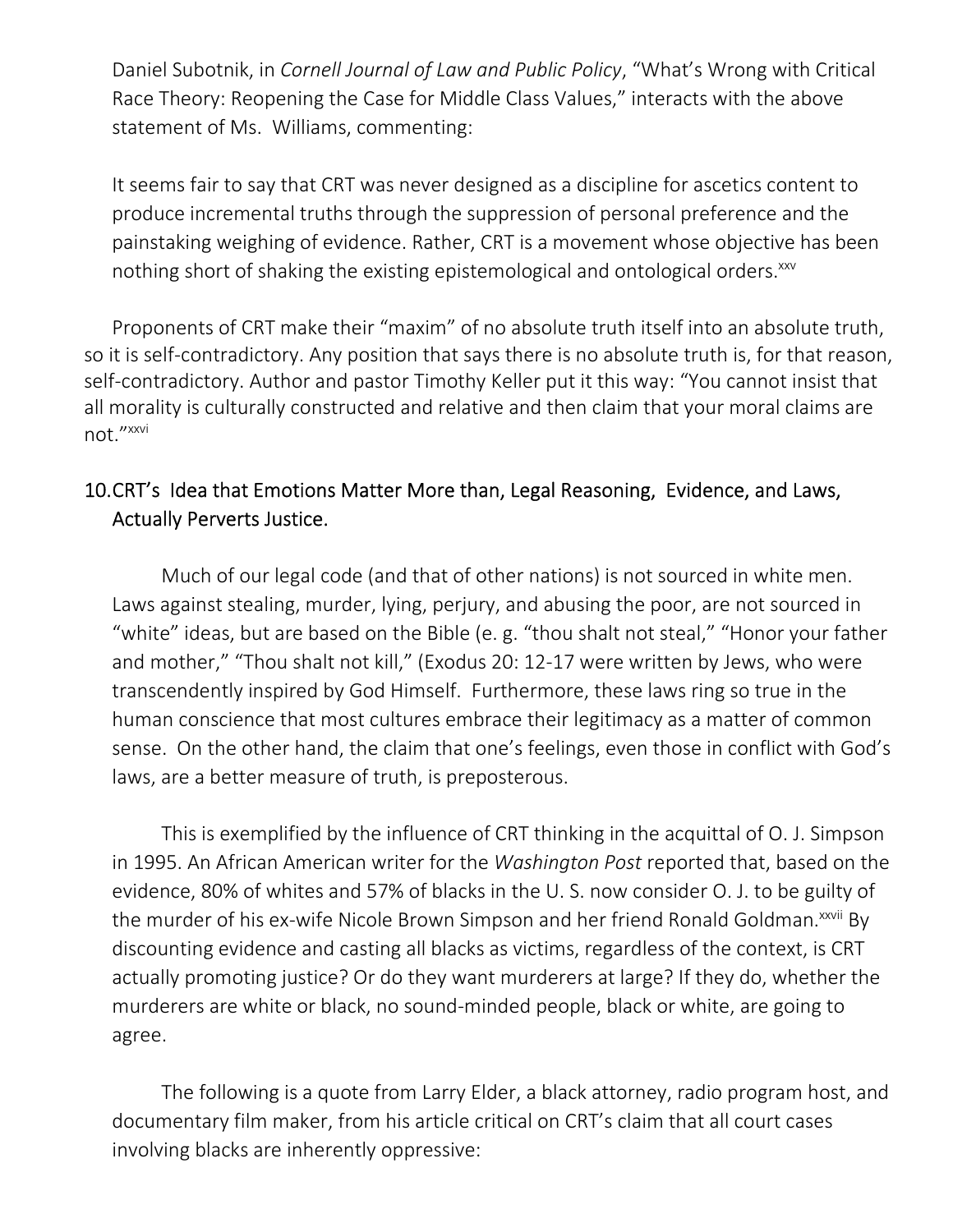Daniel Subotnik, in *Cornell Journal of Law and Public Policy*, "What's Wrong with Critical Race Theory: Reopening the Case for Middle Class Values," interacts with the above statement of Ms. Williams, commenting:

> It seems fair to say that CRT was never designed as a discipline for ascetics content to produce incremental truths through the suppression of personal preference and the painstaking weighing of evidence. Rather, CRT is a movement whose objective has been nothing short of shaking the existing epistemological and ontological orders.[xxv]

Proponents of CRT make their "maxim" of no absolute truth itself into an absolute truth, so it is self-contradictory. Any position that says there is no absolute truth is, for that reason, self-contradictory. Author and pastor Timothy Keller put it this way: "You cannot insist that all morality is culturally constructed and relative and then claim that your moral claims are not."[xxvi]

## 10. CRT's Idea that Emotions Matter More than, Legal Reasoning, Evidence, and Laws, Actually Perverts Justice.

Much of our legal code (and that of other nations) is not sourced in white men. Laws against stealing, murder, lying, perjury, and abusing the poor, are not sourced in "white" ideas, but are based on the Bible (e. g. "thou shalt not steal," "Honor your father and mother," "Thou shalt not kill," (Exodus 20: 12-17 were written by Jews, who were transcendently inspired by God Himself. Furthermore, these laws ring so true in the human conscience that most cultures embrace their legitimacy as a matter of common sense. On the other hand, the claim that one's feelings, even those in conflict with God's laws, are a better measure of truth, is preposterous.

This is exemplified by the influence of CRT thinking in the acquittal of O. J. Simpson in 1995. An African American writer for the *Washington Post* reported that, based on the evidence, 80% of whites and 57% of blacks in the U. S. now consider O. J. to be guilty of the murder of his ex-wife Nicole Brown Simpson and her friend Ronald Goldman.[xxvii] By discounting evidence and casting all blacks as victims, regardless of the context, is CRT actually promoting justice? Or do they want murderers at large? If they do, whether the murderers are white or black, no sound-minded people, black or white, are going to agree.

The following is a quote from Larry Elder, a black attorney, radio program host, and documentary film maker, from his article critical on CRT's claim that all court cases involving blacks are inherently oppressive: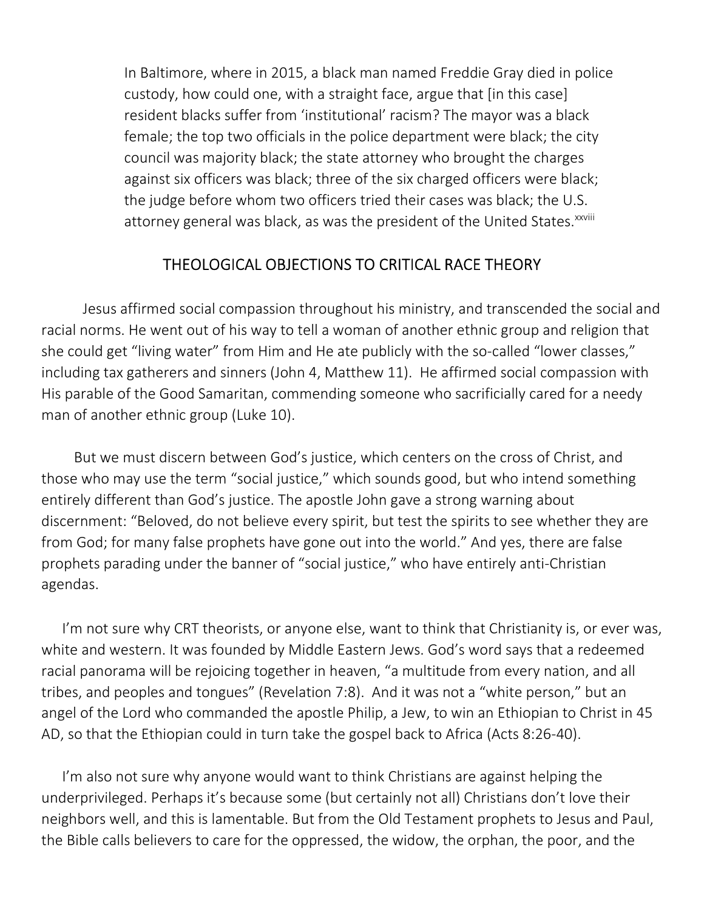> In Baltimore, where in 2015, a black man named Freddie Gray died in police custody, how could one, with a straight face, argue that [in this case] resident blacks suffer from 'institutional' racism? The mayor was a black female; the top two officials in the police department were black; the city council was majority black; the state attorney who brought the charges against six officers was black; three of the six charged officers were black; the judge before whom two officers tried their cases was black; the U.S. attorney general was black, as was the president of the United States.[xxviii]

## THEOLOGICAL OBJECTIONS TO CRITICAL RACE THEORY

Jesus affirmed social compassion throughout his ministry, and transcended the social and racial norms. He went out of his way to tell a woman of another ethnic group and religion that she could get "living water" from Him and He ate publicly with the so-called "lower classes," including tax gatherers and sinners (John 4, Matthew 11). He affirmed social compassion with His parable of the Good Samaritan, commending someone who sacrificially cared for a needy man of another ethnic group (Luke 10).

But we must discern between God's justice, which centers on the cross of Christ, and those who may use the term "social justice," which sounds good, but who intend something entirely different than God's justice. The apostle John gave a strong warning about discernment: "Beloved, do not believe every spirit, but test the spirits to see whether they are from God; for many false prophets have gone out into the world." And yes, there are false prophets parading under the banner of "social justice," who have entirely anti-Christian agendas.

I'm not sure why CRT theorists, or anyone else, want to think that Christianity is, or ever was, white and western. It was founded by Middle Eastern Jews. God's word says that a redeemed racial panorama will be rejoicing together in heaven, "a multitude from every nation, and all tribes, and peoples and tongues" (Revelation 7:8). And it was not a "white person," but an angel of the Lord who commanded the apostle Philip, a Jew, to win an Ethiopian to Christ in 45 AD, so that the Ethiopian could in turn take the gospel back to Africa (Acts 8:26-40).

I'm also not sure why anyone would want to think Christians are against helping the underprivileged. Perhaps it's because some (but certainly not all) Christians don't love their neighbors well, and this is lamentable. But from the Old Testament prophets to Jesus and Paul, the Bible calls believers to care for the oppressed, the widow, the orphan, the poor, and the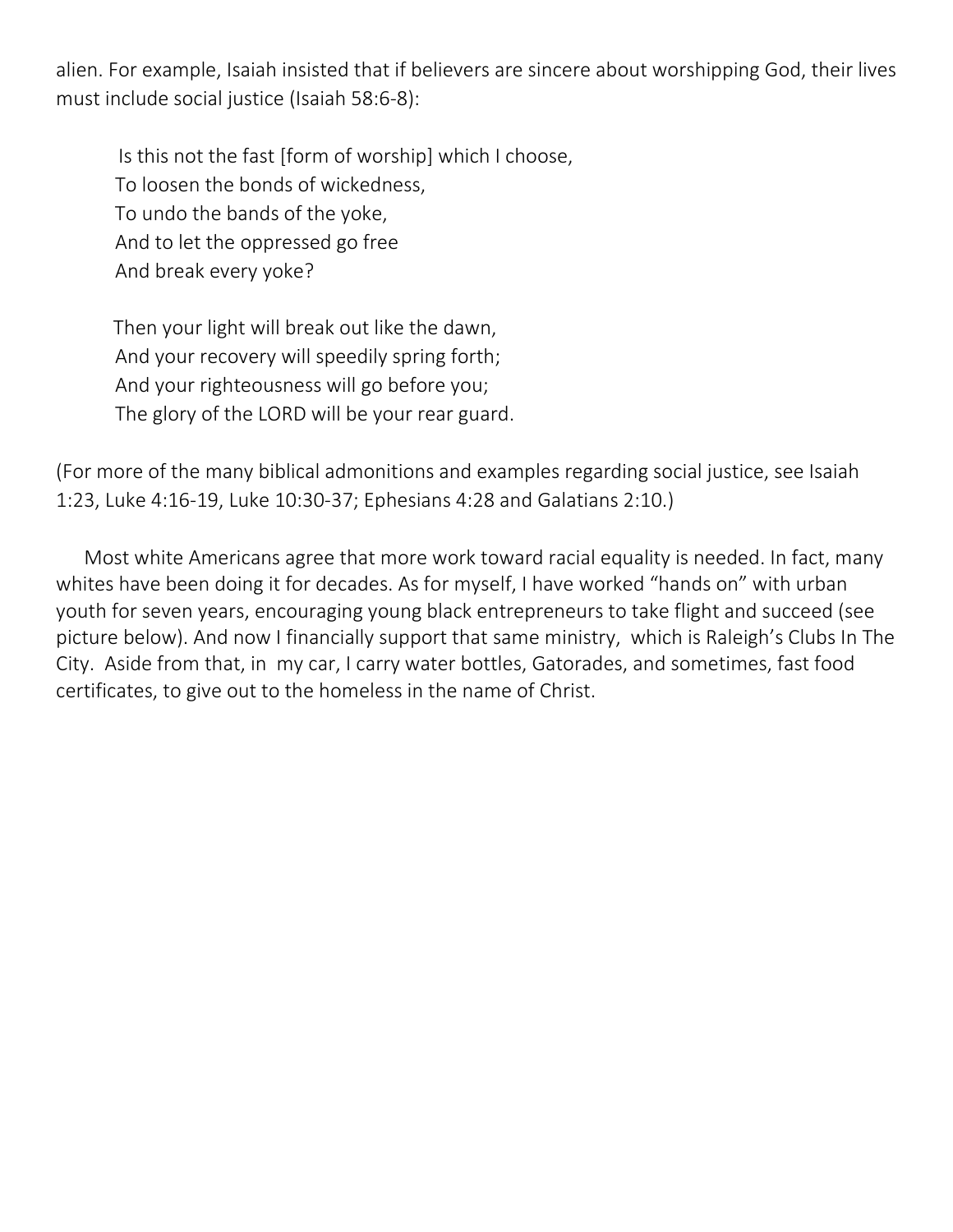alien. For example, Isaiah insisted that if believers are sincere about worshipping God, their lives must include social justice (Isaiah 58:6-8):

> Is this not the fast [form of worship] which I choose,
> To loosen the bonds of wickedness,
> To undo the bands of the yoke,
> And to let the oppressed go free
> And break every yoke?
>
> Then your light will break out like the dawn,
> And your recovery will speedily spring forth;
> And your righteousness will go before you;
> The glory of the LORD will be your rear guard.

(For more of the many biblical admonitions and examples regarding social justice, see Isaiah 1:23, Luke 4:16-19, Luke 10:30-37; Ephesians 4:28 and Galatians 2:10.)

Most white Americans agree that more work toward racial equality is needed. In fact, many whites have been doing it for decades. As for myself, I have worked "hands on" with urban youth for seven years, encouraging young black entrepreneurs to take flight and succeed (see picture below). And now I financially support that same ministry, which is Raleigh's Clubs In The City. Aside from that, in my car, I carry water bottles, Gatorades, and sometimes, fast food certificates, to give out to the homeless in the name of Christ.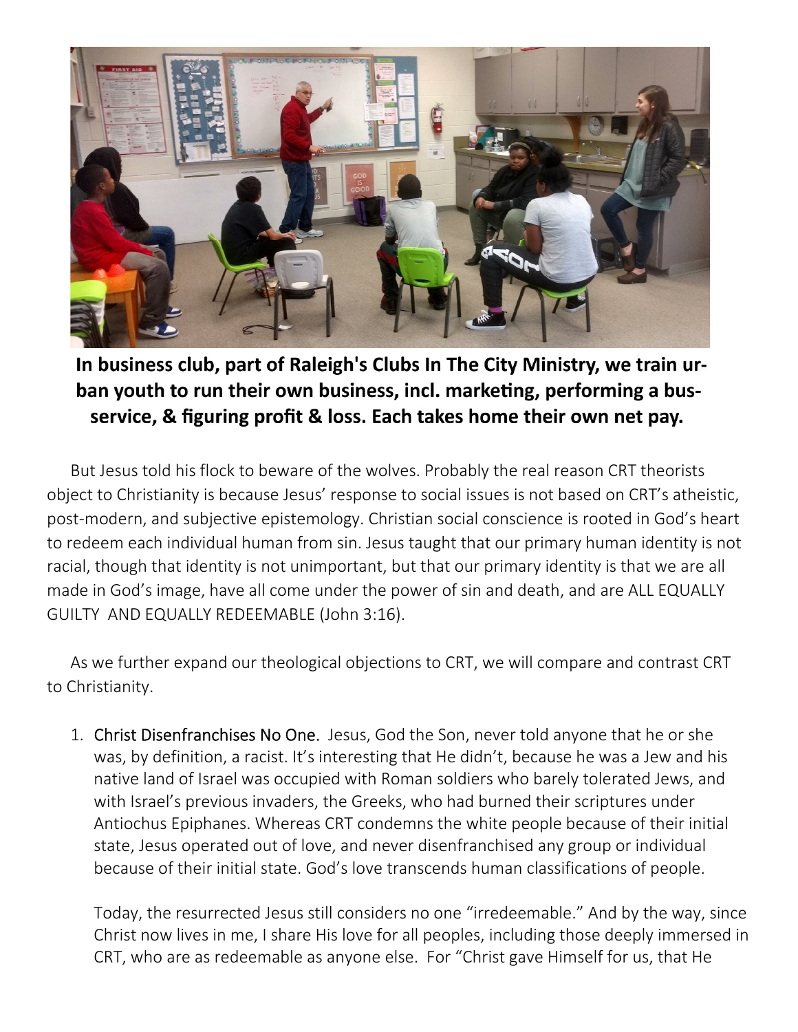**In business club, part of Raleigh's Clubs In The City Ministry, we train urban youth to run their own business, incl. marketing, performing a bus-service, & figuring profit & loss. Each takes home their own net pay.**

But Jesus told his flock to beware of the wolves. Probably the real reason CRT theorists object to Christianity is because Jesus' response to social issues is not based on CRT's atheistic, post-modern, and subjective epistemology. Christian social conscience is rooted in God's heart to redeem each individual human from sin. Jesus taught that our primary human identity is not racial, though that identity is not unimportant, but that our primary identity is that we are all made in God's image, have all come under the power of sin and death, and are ALL EQUALLY GUILTY AND EQUALLY REDEEMABLE (John 3:16).

As we further expand our theological objections to CRT, we will compare and contrast CRT to Christianity.

1. Christ Disenfranchises No One. Jesus, God the Son, never told anyone that he or she was, by definition, a racist. It's interesting that He didn't, because he was a Jew and his native land of Israel was occupied with Roman soldiers who barely tolerated Jews, and with Israel's previous invaders, the Greeks, who had burned their scriptures under Antiochus Epiphanes. Whereas CRT condemns the white people because of their initial state, Jesus operated out of love, and never disenfranchised any group or individual because of their initial state. God's love transcends human classifications of people.

   Today, the resurrected Jesus still considers no one "irredeemable." And by the way, since Christ now lives in me, I share His love for all peoples, including those deeply immersed in CRT, who are as redeemable as anyone else. For "Christ gave Himself for us, that He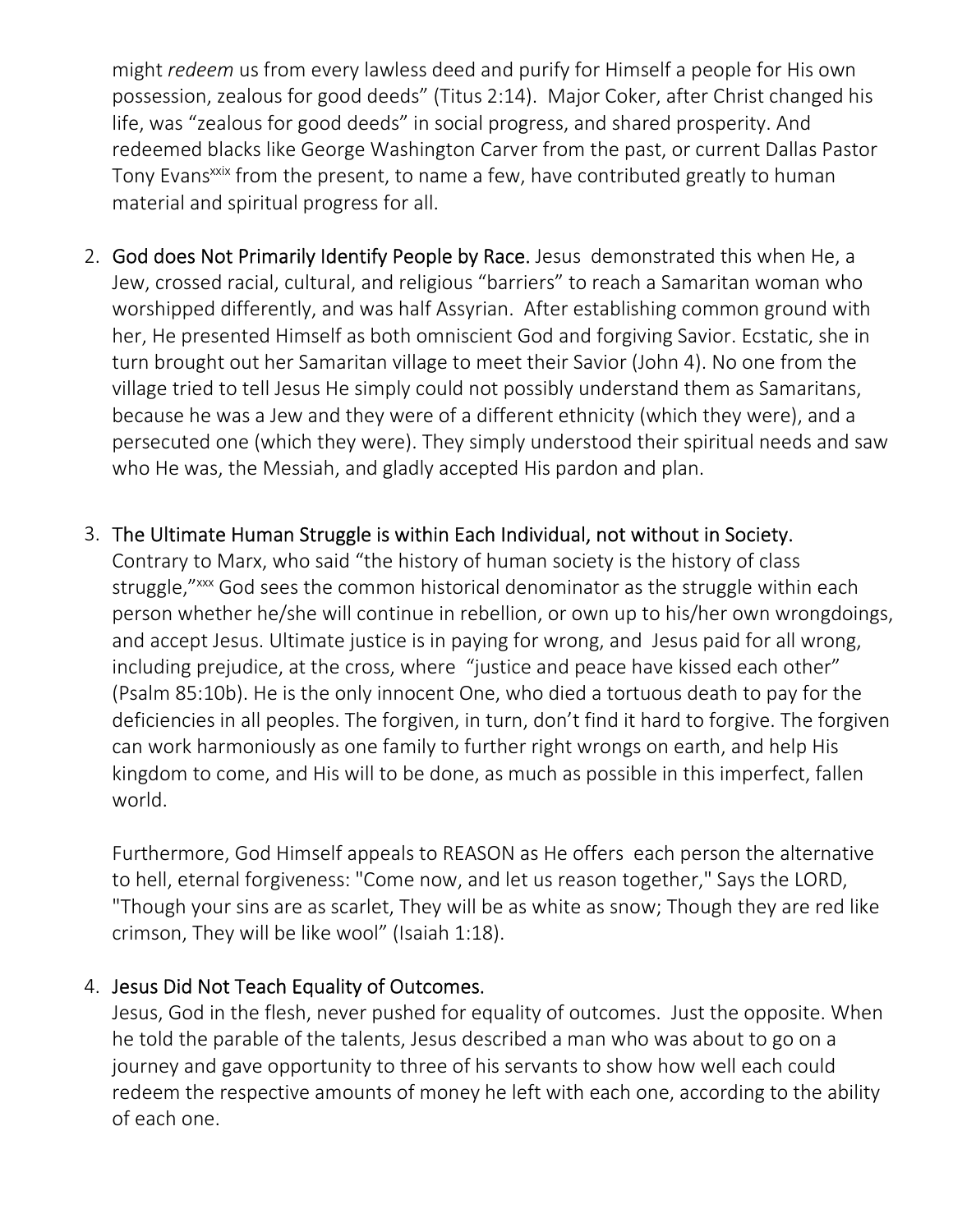might *redeem* us from every lawless deed and purify for Himself a people for His own possession, zealous for good deeds" (Titus 2:14). Major Coker, after Christ changed his life, was "zealous for good deeds" in social progress, and shared prosperity. And redeemed blacks like George Washington Carver from the past, or current Dallas Pastor Tony Evans[xxix] from the present, to name a few, have contributed greatly to human material and spiritual progress for all.

2. **God does Not Primarily Identify People by Race.** Jesus demonstrated this when He, a Jew, crossed racial, cultural, and religious "barriers" to reach a Samaritan woman who worshipped differently, and was half Assyrian. After establishing common ground with her, He presented Himself as both omniscient God and forgiving Savior. Ecstatic, she in turn brought out her Samaritan village to meet their Savior (John 4). No one from the village tried to tell Jesus He simply could not possibly understand them as Samaritans, because he was a Jew and they were of a different ethnicity (which they were), and a persecuted one (which they were). They simply understood their spiritual needs and saw who He was, the Messiah, and gladly accepted His pardon and plan.

3. **The Ultimate Human Struggle is within Each Individual, not without in Society.** Contrary to Marx, who said "the history of human society is the history of class struggle,"[xxx] God sees the common historical denominator as the struggle within each person whether he/she will continue in rebellion, or own up to his/her own wrongdoings, and accept Jesus. Ultimate justice is in paying for wrong, and Jesus paid for all wrong, including prejudice, at the cross, where "justice and peace have kissed each other" (Psalm 85:10b). He is the only innocent One, who died a tortuous death to pay for the deficiencies in all peoples. The forgiven, in turn, don't find it hard to forgive. The forgiven can work harmoniously as one family to further right wrongs on earth, and help His kingdom to come, and His will to be done, as much as possible in this imperfect, fallen world.

   Furthermore, God Himself appeals to REASON as He offers each person the alternative to hell, eternal forgiveness: "Come now, and let us reason together," Says the LORD, "Though your sins are as scarlet, They will be as white as snow; Though they are red like crimson, They will be like wool" (Isaiah 1:18).

4. **Jesus Did Not Teach Equality of Outcomes.**
   Jesus, God in the flesh, never pushed for equality of outcomes. Just the opposite. When he told the parable of the talents, Jesus described a man who was about to go on a journey and gave opportunity to three of his servants to show how well each could redeem the respective amounts of money he left with each one, according to the ability of each one.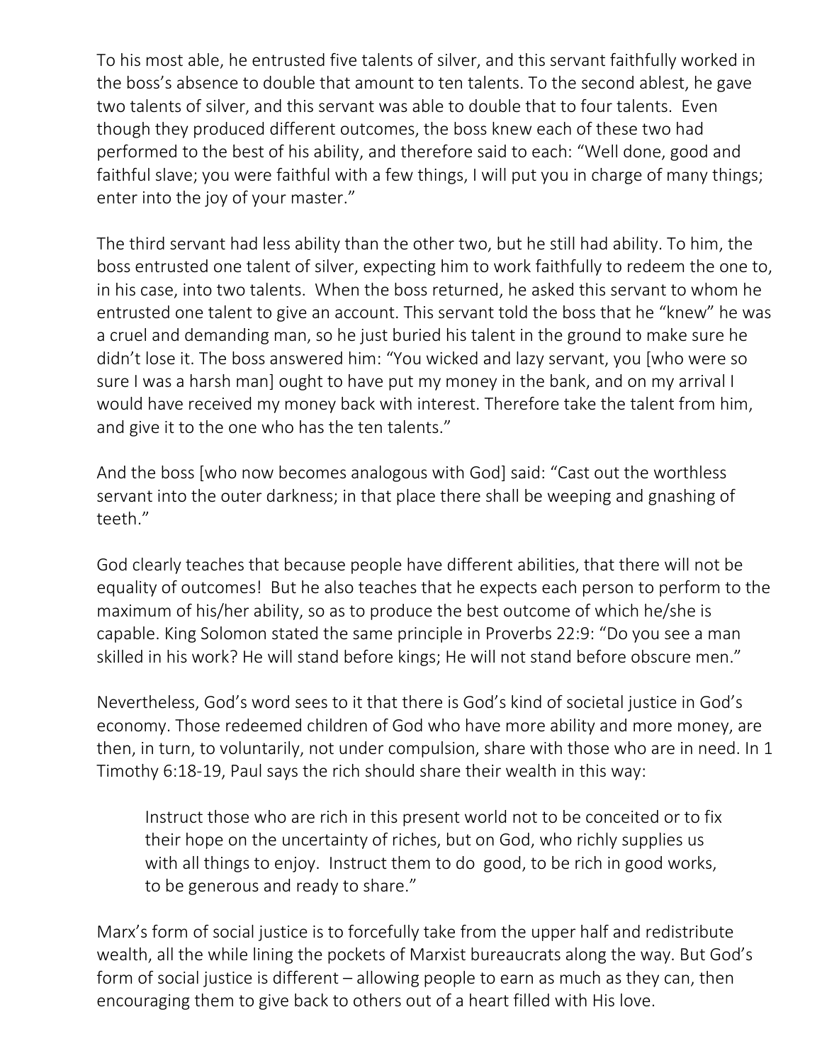To his most able, he entrusted five talents of silver, and this servant faithfully worked in the boss's absence to double that amount to ten talents. To the second ablest, he gave two talents of silver, and this servant was able to double that to four talents. Even though they produced different outcomes, the boss knew each of these two had performed to the best of his ability, and therefore said to each: "Well done, good and faithful slave; you were faithful with a few things, I will put you in charge of many things; enter into the joy of your master."

The third servant had less ability than the other two, but he still had ability. To him, the boss entrusted one talent of silver, expecting him to work faithfully to redeem the one to, in his case, into two talents. When the boss returned, he asked this servant to whom he entrusted one talent to give an account. This servant told the boss that he "knew" he was a cruel and demanding man, so he just buried his talent in the ground to make sure he didn't lose it. The boss answered him: "You wicked and lazy servant, you [who were so sure I was a harsh man] ought to have put my money in the bank, and on my arrival I would have received my money back with interest. Therefore take the talent from him, and give it to the one who has the ten talents."

And the boss [who now becomes analogous with God] said: "Cast out the worthless servant into the outer darkness; in that place there shall be weeping and gnashing of teeth."

God clearly teaches that because people have different abilities, that there will not be equality of outcomes! But he also teaches that he expects each person to perform to the maximum of his/her ability, so as to produce the best outcome of which he/she is capable. King Solomon stated the same principle in Proverbs 22:9: "Do you see a man skilled in his work? He will stand before kings; He will not stand before obscure men."

Nevertheless, God's word sees to it that there is God's kind of societal justice in God's economy. Those redeemed children of God who have more ability and more money, are then, in turn, to voluntarily, not under compulsion, share with those who are in need. In 1 Timothy 6:18-19, Paul says the rich should share their wealth in this way:

> Instruct those who are rich in this present world not to be conceited or to fix their hope on the uncertainty of riches, but on God, who richly supplies us with all things to enjoy. Instruct them to do good, to be rich in good works, to be generous and ready to share."

Marx's form of social justice is to forcefully take from the upper half and redistribute wealth, all the while lining the pockets of Marxist bureaucrats along the way. But God's form of social justice is different – allowing people to earn as much as they can, then encouraging them to give back to others out of a heart filled with His love.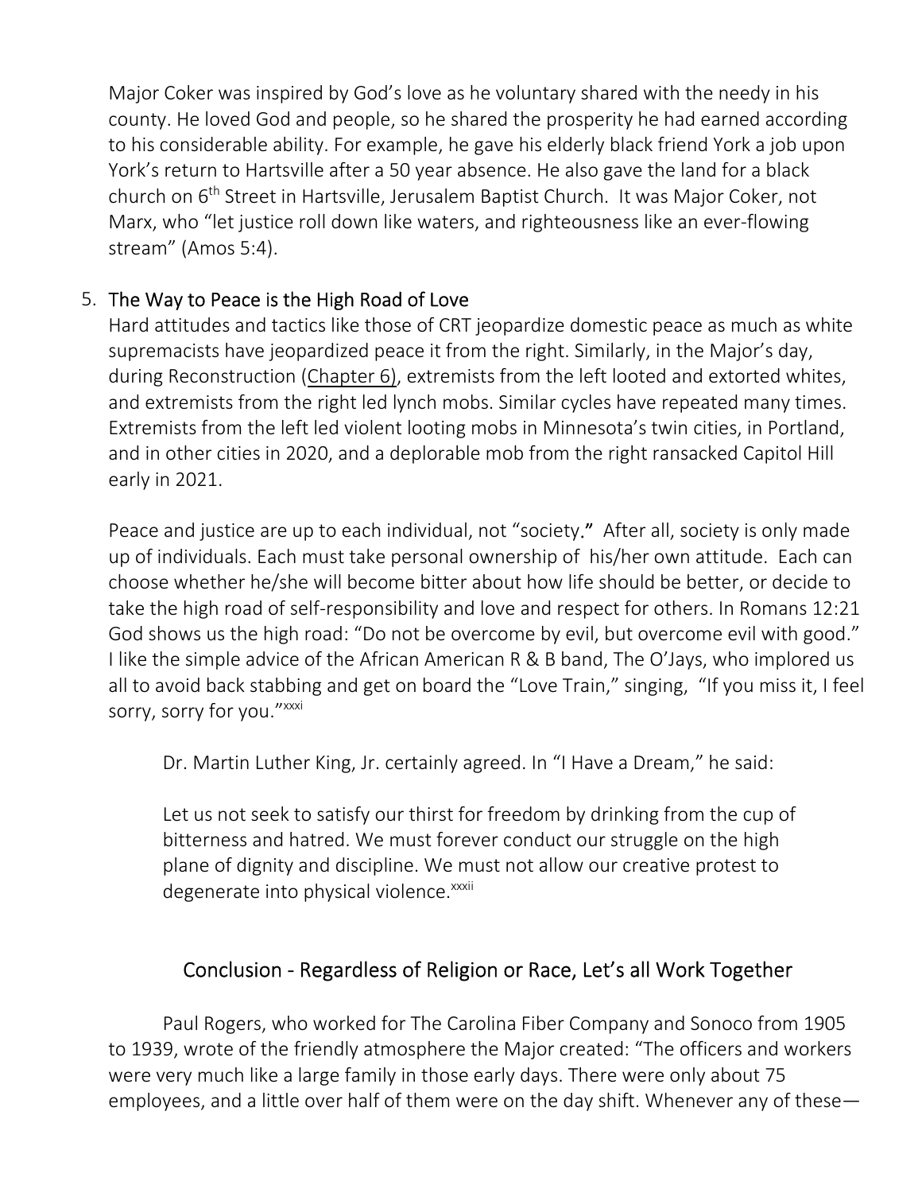Major Coker was inspired by God's love as he voluntary shared with the needy in his county. He loved God and people, so he shared the prosperity he had earned according to his considerable ability. For example, he gave his elderly black friend York a job upon York's return to Hartsville after a 50 year absence. He also gave the land for a black church on 6th Street in Hartsville, Jerusalem Baptist Church. It was Major Coker, not Marx, who "let justice roll down like waters, and righteousness like an ever-flowing stream" (Amos 5:4).

5. The Way to Peace is the High Road of Love

Hard attitudes and tactics like those of CRT jeopardize domestic peace as much as white supremacists have jeopardized peace it from the right. Similarly, in the Major's day, during Reconstruction (Chapter 6), extremists from the left looted and extorted whites, and extremists from the right led lynch mobs. Similar cycles have repeated many times. Extremists from the left led violent looting mobs in Minnesota's twin cities, in Portland, and in other cities in 2020, and a deplorable mob from the right ransacked Capitol Hill early in 2021.

Peace and justice are up to each individual, not "society." After all, society is only made up of individuals. Each must take personal ownership of his/her own attitude. Each can choose whether he/she will become bitter about how life should be better, or decide to take the high road of self-responsibility and love and respect for others. In Romans 12:21 God shows us the high road: "Do not be overcome by evil, but overcome evil with good." I like the simple advice of the African American R & B band, The O'Jays, who implored us all to avoid back stabbing and get on board the "Love Train," singing, "If you miss it, I feel sorry, sorry for you."[xxxi]

Dr. Martin Luther King, Jr. certainly agreed. In "I Have a Dream," he said:

> Let us not seek to satisfy our thirst for freedom by drinking from the cup of bitterness and hatred. We must forever conduct our struggle on the high plane of dignity and discipline. We must not allow our creative protest to degenerate into physical violence.[xxxii]

## Conclusion - Regardless of Religion or Race, Let's all Work Together

Paul Rogers, who worked for The Carolina Fiber Company and Sonoco from 1905 to 1939, wrote of the friendly atmosphere the Major created: "The officers and workers were very much like a large family in those early days. There were only about 75 employees, and a little over half of them were on the day shift. Whenever any of these—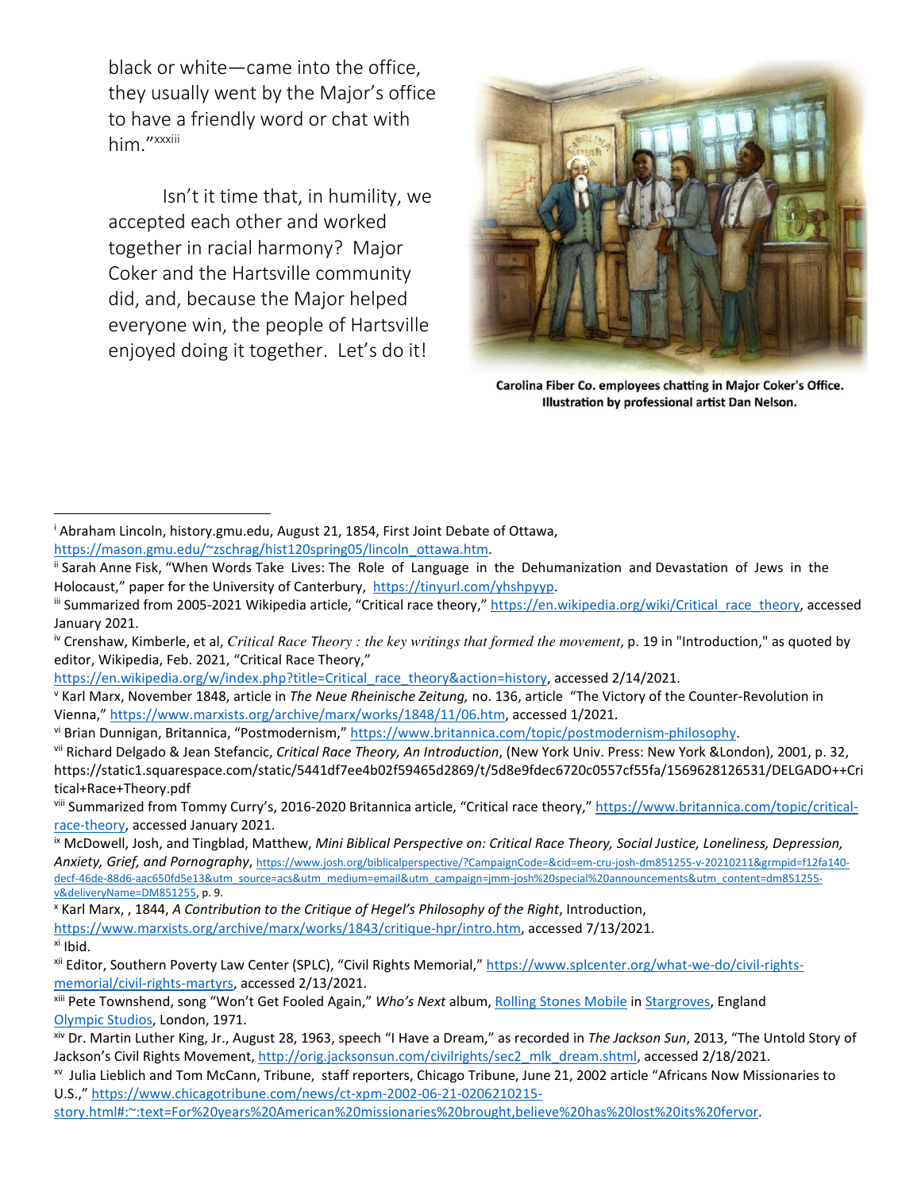black or white—came into the office, they usually went by the Major's office to have a friendly word or chat with him."[xxxiii]

Isn't it time that, in humility, we accepted each other and worked together in racial harmony? Major Coker and the Hartsville community did, and, because the Major helped everyone win, the people of Hartsville enjoyed doing it together. Let's do it!

**Carolina Fiber Co. employees chatting in Major Coker's Office. Illustration by professional artist Dan Nelson.**

---

[i] Abraham Lincoln, history.gmu.edu, August 21, 1854, First Joint Debate of Ottawa, https://mason.gmu.edu/~zschrag/hist120spring05/lincoln_ottawa.htm.

[ii] Sarah Anne Fisk, "When Words Take Lives: The Role of Language in the Dehumanization and Devastation of Jews in the Holocaust," paper for the University of Canterbury, https://tinyurl.com/yhshpyyp.

[iii] Summarized from 2005-2021 Wikipedia article, "Critical race theory," https://en.wikipedia.org/wiki/Critical_race_theory, accessed January 2021.

[iv] Crenshaw, Kimberle, et al, *Critical Race Theory : the key writings that formed the movement*, p. 19 in "Introduction," as quoted by editor, Wikipedia, Feb. 2021, "Critical Race Theory," https://en.wikipedia.org/w/index.php?title=Critical_race_theory&action=history, accessed 2/14/2021.

[v] Karl Marx, November 1848, article in *The Neue Rheinische Zeitung,* no. 136, article "The Victory of the Counter-Revolution in Vienna," https://www.marxists.org/archive/marx/works/1848/11/06.htm, accessed 1/2021.

[vi] Brian Dunnigan, Britannica, "Postmodernism," https://www.britannica.com/topic/postmodernism-philosophy.

[vii] Richard Delgado & Jean Stefancic, *Critical Race Theory, An Introduction*, (New York Univ. Press: New York &London), 2001, p. 32, https://static1.squarespace.com/static/5441df7ee4b02f59465d2869/t/5d8e9fdec6720c0557cf55fa/1569628126531/DELGADO++Critical+Race+Theory.pdf

[viii] Summarized from Tommy Curry's, 2016-2020 Britannica article, "Critical race theory," https://www.britannica.com/topic/critical-race-theory, accessed January 2021.

[ix] McDowell, Josh, and Tingblad, Matthew, *Mini Biblical Perspective on: Critical Race Theory, Social Justice, Loneliness, Depression, Anxiety, Grief, and Pornography*, https://www.josh.org/biblicalperspective/?CampaignCode=&cid=em-cru-josh-dm851255-v-20210211&grmpid=f12fa140-decf-46de-88d6-aac650fd5e13&utm_source=acs&utm_medium=email&utm_campaign=jmm-josh%20special%20announcements&utm_content=dm851255-v&deliveryName=DM851255, p. 9.

[x] Karl Marx, , 1844, *A Contribution to the Critique of Hegel's Philosophy of the Right*, Introduction, https://www.marxists.org/archive/marx/works/1843/critique-hpr/intro.htm, accessed 7/13/2021.

[xi] Ibid.

[xii] Editor, Southern Poverty Law Center (SPLC), "Civil Rights Memorial," https://www.splcenter.org/what-we-do/civil-rights-memorial/civil-rights-martyrs, accessed 2/13/2021.

[xiii] Pete Townshend, song "Won't Get Fooled Again," *Who's Next* album, Rolling Stones Mobile in Stargroves, England Olympic Studios, London, 1971.

[xiv] Dr. Martin Luther King, Jr., August 28, 1963, speech "I Have a Dream," as recorded in *The Jackson Sun*, 2013, "The Untold Story of Jackson's Civil Rights Movement, http://orig.jacksonsun.com/civilrights/sec2_mlk_dream.shtml, accessed 2/18/2021.

[xv] Julia Lieblich and Tom McCann, Tribune, staff reporters, Chicago Tribune, June 21, 2002 article "Africans Now Missionaries to U.S.," https://www.chicagotribune.com/news/ct-xpm-2002-06-21-0206210215-story.html#:~:text=For%20years%20American%20missionaries%20brought,believe%20has%20lost%20its%20fervor.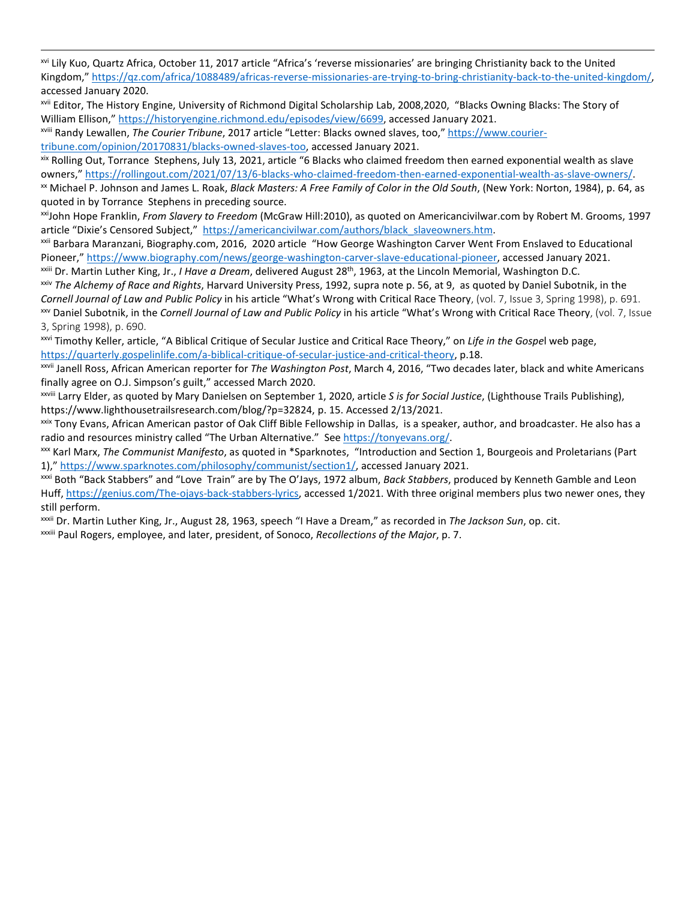---

[xvi] Lily Kuo, Quartz Africa, October 11, 2017 article "Africa's 'reverse missionaries' are bringing Christianity back to the United Kingdom," https://qz.com/africa/1088489/africas-reverse-missionaries-are-trying-to-bring-christianity-back-to-the-united-kingdom/, accessed January 2020.

[xvii] Editor, The History Engine, University of Richmond Digital Scholarship Lab, 2008,2020, "Blacks Owning Blacks: The Story of William Ellison," https://historyengine.richmond.edu/episodes/view/6699, accessed January 2021.

[xviii] Randy Lewallen, *The Courier Tribune*, 2017 article "Letter: Blacks owned slaves, too," https://www.courier-tribune.com/opinion/20170831/blacks-owned-slaves-too, accessed January 2021.

[xix] Rolling Out, Torrance Stephens, July 13, 2021, article "6 Blacks who claimed freedom then earned exponential wealth as slave owners," https://rollingout.com/2021/07/13/6-blacks-who-claimed-freedom-then-earned-exponential-wealth-as-slave-owners/.

[xx] Michael P. Johnson and James L. Roak, *Black Masters: A Free Family of Color in the Old South*, (New York: Norton, 1984), p. 64, as quoted in by Torrance Stephens in preceding source.

[xxi] John Hope Franklin, *From Slavery to Freedom* (McGraw Hill:2010), as quoted on Americancivilwar.com by Robert M. Grooms, 1997 article "Dixie's Censored Subject," https://americancivilwar.com/authors/black_slaveowners.htm.

[xxii] Barbara Maranzani, Biography.com, 2016, 2020 article "How George Washington Carver Went From Enslaved to Educational Pioneer," https://www.biography.com/news/george-washington-carver-slave-educational-pioneer, accessed January 2021.

[xxiii] Dr. Martin Luther King, Jr., *I Have a Dream*, delivered August 28th, 1963, at the Lincoln Memorial, Washington D.C.

[xxiv] *The Alchemy of Race and Rights*, Harvard University Press, 1992, supra note p. 56, at 9, as quoted by Daniel Subotnik, in the *Cornell Journal of Law and Public Policy* in his article "What's Wrong with Critical Race Theory, (vol. 7, Issue 3, Spring 1998), p. 691.

[xxv] Daniel Subotnik, in the *Cornell Journal of Law and Public Policy* in his article "What's Wrong with Critical Race Theory, (vol. 7, Issue 3, Spring 1998), p. 690.

[xxvi] Timothy Keller, article, "A Biblical Critique of Secular Justice and Critical Race Theory," on *Life in the Gospel* web page, https://quarterly.gospelinlife.com/a-biblical-critique-of-secular-justice-and-critical-theory, p.18.

[xxvii] Janell Ross, African American reporter for *The Washington Post*, March 4, 2016, "Two decades later, black and white Americans finally agree on O.J. Simpson's guilt," accessed March 2020.

[xxviii] Larry Elder, as quoted by Mary Danielsen on September 1, 2020, article *S is for Social Justice*, (Lighthouse Trails Publishing), https://www.lighthousetrailsresearch.com/blog/?p=32824, p. 15. Accessed 2/13/2021.

[xxix] Tony Evans, African American pastor of Oak Cliff Bible Fellowship in Dallas, is a speaker, author, and broadcaster. He also has a radio and resources ministry called "The Urban Alternative." See https://tonyevans.org/.

[xxx] Karl Marx, *The Communist Manifesto*, as quoted in *Sparknotes, "Introduction and Section 1, Bourgeois and Proletarians (Part 1)," https://www.sparknotes.com/philosophy/communist/section1/, accessed January 2021.

[xxxi] Both "Back Stabbers" and "Love Train" are by The O'Jays, 1972 album, *Back Stabbers*, produced by Kenneth Gamble and Leon Huff, https://genius.com/The-ojays-back-stabbers-lyrics, accessed 1/2021. With three original members plus two newer ones, they still perform.

[xxxii] Dr. Martin Luther King, Jr., August 28, 1963, speech "I Have a Dream," as recorded in *The Jackson Sun*, op. cit.

[xxxiii] Paul Rogers, employee, and later, president, of Sonoco, *Recollections of the Major*, p. 7.